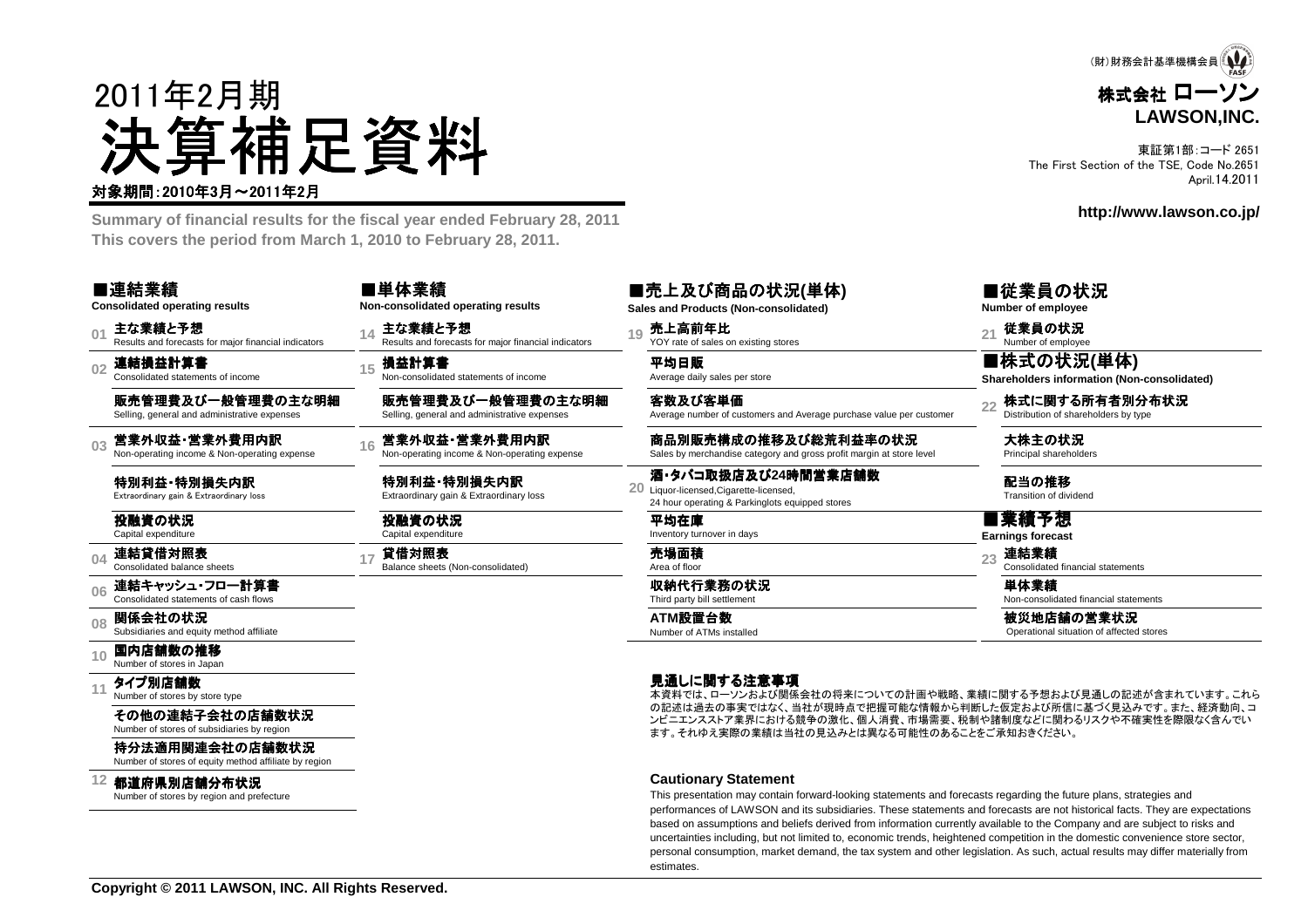(財)財務会計基準機構会員

# 2011年2月期 決算補足資料

対象期間：2010年3月～2011年2月

**Summary of financial results for the fiscal year ended February 28, 2011**
**This covers the period from March 1, 2010 to February 28, 2011.**

株式会社 ローソン
**LAWSON,INC.**

東証第1部：コード 2651
The First Section of the TSE, Code No.2651
April.14.2011

**http://www.lawson.co.jp/**

## ■連結業績
**Consolidated operating results**

- 01 **主な業績と予想** Results and forecasts for major financial indicators
- 02 **連結損益計算書** Consolidated statements of income
  - **販売管理費及び一般管理費の主な明細** Selling, general and administrative expenses
- 03 **営業外収益・営業外費用内訳** Non-operating income & Non-operating expense
  - **特別利益・特別損失内訳** Extraordinary gain & Extraordinary loss
  - **投融資の状況** Capital expenditure
- 04 **連結貸借対照表** Consolidated balance sheets
- 06 **連結キャッシュ・フロー計算書** Consolidated statements of cash flows
- 08 **関係会社の状況** Subsidiaries and equity method affiliate
- 10 **国内店舗数の推移** Number of stores in Japan
- 11 **タイプ別店舗数** Number of stores by store type
  - **その他の連結子会社の店舗数状況** Number of stores of subsidiaries by region
  - **持分法適用関連会社の店舗数状況** Number of stores of equity method affiliate by region
- 12 **都道府県別店舗分布状況** Number of stores by region and prefecture

## ■単体業績
**Non-consolidated operating results**

- 14 **主な業績と予想** Results and forecasts for major financial indicators
- 15 **損益計算書** Non-consolidated statements of income
  - **販売管理費及び一般管理費の主な明細** Selling, general and administrative expenses
- 16 **営業外収益・営業外費用内訳** Non-operating income & Non-operating expense
  - **特別利益・特別損失内訳** Extraordinary gain & Extraordinary loss
  - **投融資の状況** Capital expenditure
- 17 **貸借対照表** Balance sheets (Non-consolidated)

## ■売上及び商品の状況(単体)
**Sales and Products (Non-consolidated)**

- 19 **売上高前年比** YOY rate of sales on existing stores
  - **平均日販** Average daily sales per store
  - **客数及び客単価** Average number of customers and Average purchase value per customer
  - **商品別販売構成の推移及び総荒利益率の状況** Sales by merchandise category and gross profit margin at store level
- 20 **酒・タバコ取扱店及び24時間営業店舗数** Liquor-licensed,Cigarette-licensed, 24 hour operating & Parkinglots equipped stores
  - **平均在庫** Inventory turnover in days
  - **売場面積** Area of floor
  - **収納代行業務の状況** Third party bill settlement
  - **ATM設置台数** Number of ATMs installed

## ■従業員の状況
**Number of employee**

- 21 **従業員の状況** Number of employee

## ■株式の状況(単体)
**Shareholders information (Non-consolidated)**

- 22 **株式に関する所有者別分布状況** Distribution of shareholders by type
  - **大株主の状況** Principal shareholders
  - **配当の推移** Transition of dividend

## ■業績予想
**Earnings forecast**

- 23 **連結業績** Consolidated financial statements
  - **単体業績** Non-consolidated financial statements
  - **被災地店舗の営業状況** Operational situation of affected stores

### 見通しに関する注意事項

本資料では、ローソンおよび関係会社の将来についての計画や戦略、業績に関する予想および見通しの記述が含まれています。これらの記述は過去の事実ではなく、当社が現時点で把握可能な情報から判断した仮定および所信に基づく見込みです。また、経済動向、コンビニエンスストア業界における競争の激化、個人消費、市場需要、税制や諸制度などに関わるリスクや不確実性を際限なく含んでいます。それゆえ実際の業績は当社の見込みとは異なる可能性のあることをご承知おきください。

### Cautionary Statement

This presentation may contain forward-looking statements and forecasts regarding the future plans, strategies and performances of LAWSON and its subsidiaries. These statements and forecasts are not historical facts. They are expectations based on assumptions and beliefs derived from information currently available to the Company and are subject to risks and uncertainties including, but not limited to, economic trends, heightened competition in the domestic convenience store sector, personal consumption, market demand, the tax system and other legislation. As such, actual results may differ materially from estimates.

**Copyright © 2011 LAWSON, INC. All Rights Reserved.**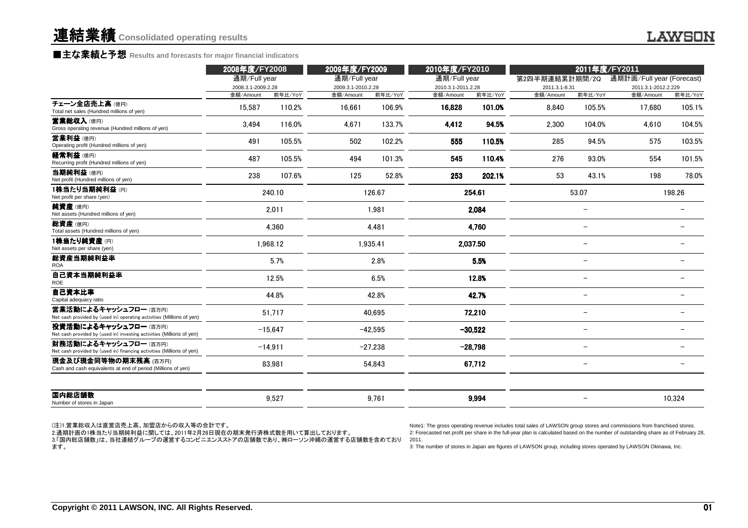# 連結業績 Consolidated operating results

## ■主な業績と予想 Results and forecasts for major financial indicators

| | 2008年度/FY2008 | | 2009年度/FY2009 | | 2010年度/FY2010 | | 2011年度/FY2011 | | | |
|---|---|---|---|---|---|---|---|---|---|---|
| | 通期/Full year | | 通期/Full year | | 通期/Full year | | 第2四半期連結累計期間/2Q | | 通期計画/Full year (Forecast) | |
| | 2008.3.1-2009.2.28 | | 2009.3.1-2010.2.28 | | 2010.3.1-2011.2.28 | | 2011.3.1-8.31 | | 2011.3.1-2012.2.229 | |
| | 金額/Amount | 前年比/YoY | 金額/Amount | 前年比/YoY | 金額/Amount | 前年比/YoY | 金額/Amount | 前年比/YoY | 金額/Amount | 前年比/YoY |
| チェーン全店売上高 (億円)<br>Total net sales (Hundred millions of yen) | 15,587 | 110.2% | 16,661 | 106.9% | **16,828** | **101.0%** | 8,840 | 105.5% | 17,680 | 105.1% |
| 営業総収入 (億円)<br>Gross operating revenue (Hundred millions of yen) | 3,494 | 116.0% | 4,671 | 133.7% | **4,412** | **94.5%** | 2,300 | 104.0% | 4,610 | 104.5% |
| 営業利益 (億円)<br>Operating profit (Hundred millions of yen) | 491 | 105.5% | 502 | 102.2% | **555** | **110.5%** | 285 | 94.5% | 575 | 103.5% |
| 経常利益 (億円)<br>Recurring profit (Hundred millions of yen) | 487 | 105.5% | 494 | 101.3% | **545** | **110.4%** | 276 | 93.0% | 554 | 101.5% |
| 当期純利益 (億円)<br>Net profit (Hundred millions of yen) | 238 | 107.6% | 125 | 52.8% | **253** | **202.1%** | 53 | 43.1% | 198 | 78.0% |
| 1株当たり当期純利益 (円)<br>Net profit per share (yen) | 240.10 | | 126.67 | | **254.61** | | 53.07 | | 198.26 | |
| 純資産 (億円)<br>Net assets (Hundred millions of yen) | 2,011 | | 1,981 | | **2,084** | | － | | － | |
| 総資産 (億円)<br>Total assets (Hundred millions of yen) | 4,360 | | 4,481 | | **4,760** | | － | | － | |
| 1株当たり純資産 (円)<br>Net assets per share (yen) | 1,968.12 | | 1,935.41 | | **2,037.50** | | － | | － | |
| 総資産当期純利益率<br>ROA | 5.7% | | 2.8% | | **5.5%** | | － | | － | |
| 自己資本当期純利益率<br>ROE | 12.5% | | 6.5% | | **12.8%** | | － | | － | |
| 自己資本比率<br>Capital adequacy ratio | 44.8% | | 42.8% | | **42.7%** | | － | | － | |
| 営業活動によるキャッシュフロー (百万円)<br>Net cash provided by (used in) operating activities (Millions of yen) | 51,717 | | 40,695 | | **72,210** | | － | | － | |
| 投資活動によるキャッシュフロー (百万円)<br>Net cash provided by (used in) investing activities (Millions of yen) | −15,647 | | −42,595 | | **−30,522** | | － | | － | |
| 財務活動によるキャッシュフロー (百万円)<br>Net cash provided by (used in) financing activities (Millions of yen) | −14,911 | | −27,238 | | **−28,798** | | － | | － | |
| 現金及び現金同等物の期末残高 (百万円)<br>Cash and cash equivalents at end of period (Millions of yen) | 83,981 | | 54,843 | | **67,712** | | － | | － | |
| 国内総店舗数<br>Number of stores in Japan | 9,527 | | 9,761 | | **9,994** | | － | | 10,324 | |

(注)1.営業総収入は直営店売上高、加盟店からの収入等の合計です。
2.通期計画の1株当たり当期純利益に関しては、2011年2月28日現在の期末発行済株式数を用いて算出しております。
3.「国内総店舗数」は、当社連結グループの運営するコンビニエンスストアの店舗数であり、㈱ローソン沖縄の運営する店舗数を含めております。

Note1: The gross operating revenue includes total sales of LAWSON group stores and commissions from franchised stores.
2: Forecasted net profit per share in the full-year plan is calculated based on the number of outstanding share as of February 28, 2011.
3: The number of stores in Japan are figures of LAWSON group, including stores operated by LAWSON Okinawa, Inc.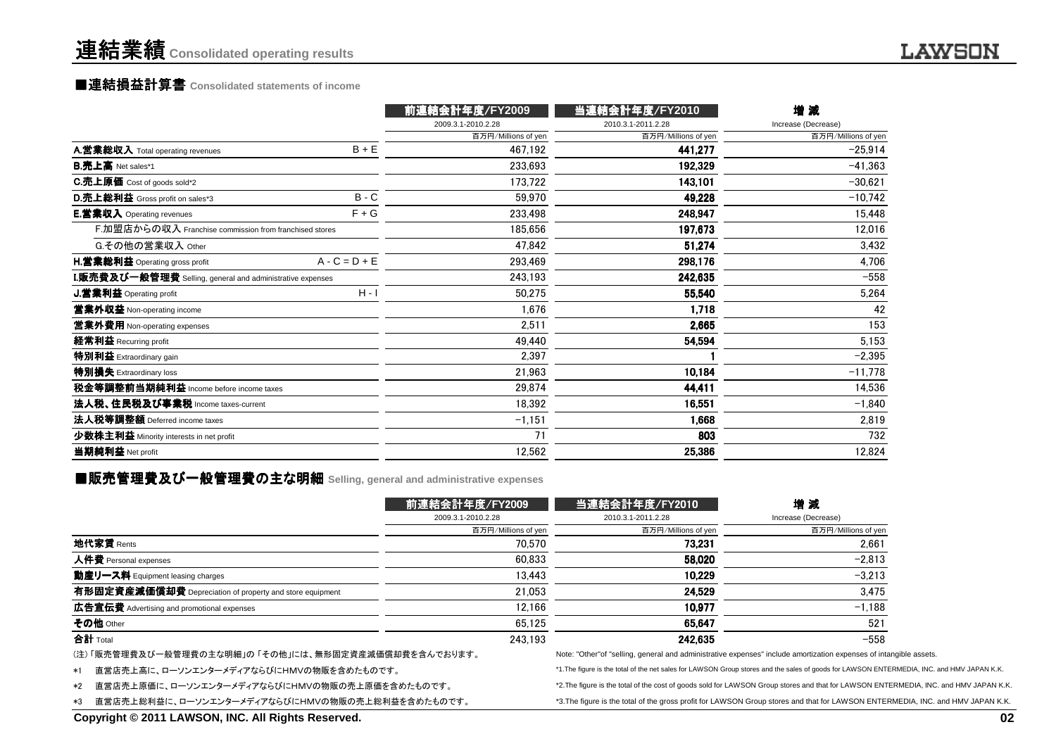# 連結業績 Consolidated operating results

## ■連結損益計算書 Consolidated statements of income

| | | 前連結会計年度/FY2009 | 当連結会計年度/FY2010 | 増 減 |
|---|---|---|---|---|
| | | 2009.3.1-2010.2.28 | 2010.3.1-2011.2.28 | Increase (Decrease) |
| | | 百万円/Millions of yen | 百万円/Millions of yen | 百万円/Millions of yen |
| **A.営業総収入** Total operating revenues | B + E | 467,192 | **441,277** | −25,914 |
| **B.売上高** Net sales*1 | | 233,693 | **192,329** | −41,363 |
| **C.売上原価** Cost of goods sold*2 | | 173,722 | **143,101** | −30,621 |
| **D.売上総利益** Gross profit on sales*3 | B - C | 59,970 | **49,228** | −10,742 |
| **E.営業収入** Operating revenues | F + G | 233,498 | **248,947** | 15,448 |
| F.加盟店からの収入 Franchise commission from franchised stores | | 185,656 | **197,673** | 12,016 |
| G.その他の営業収入 Other | | 47,842 | **51,274** | 3,432 |
| **H.営業総利益** Operating gross profit | A - C = D + E | 293,469 | **298,176** | 4,706 |
| **I.販売費及び一般管理費** Selling, general and administrative expenses | | 243,193 | **242,635** | −558 |
| **J.営業利益** Operating profit | H - I | 50,275 | **55,540** | 5,264 |
| **営業外収益** Non-operating income | | 1,676 | **1,718** | 42 |
| **営業外費用** Non-operating expenses | | 2,511 | **2,665** | 153 |
| **経常利益** Recurring profit | | 49,440 | **54,594** | 5,153 |
| **特別利益** Extraordinary gain | | 2,397 | **1** | −2,395 |
| **特別損失** Extraordinary loss | | 21,963 | **10,184** | −11,778 |
| **税金等調整前当期純利益** Income before income taxes | | 29,874 | **44,411** | 14,536 |
| **法人税、住民税及び事業税** Income taxes-current | | 18,392 | **16,551** | −1,840 |
| **法人税等調整額** Deferred income taxes | | −1,151 | **1,668** | 2,819 |
| **少数株主利益** Minority interests in net profit | | 71 | **803** | 732 |
| **当期純利益** Net profit | | 12,562 | **25,386** | 12,824 |

## ■販売管理費及び一般管理費の主な明細 Selling, general and administrative expenses

| | 前連結会計年度/FY2009 | 当連結会計年度/FY2010 | 増 減 |
|---|---|---|---|
| | 2009.3.1-2010.2.28 | 2010.3.1-2011.2.28 | Increase (Decrease) |
| | 百万円/Millions of yen | 百万円/Millions of yen | 百万円/Millions of yen |
| **地代家賃** Rents | 70,570 | **73,231** | 2,661 |
| **人件費** Personal expenses | 60,833 | **58,020** | −2,813 |
| **動産リース料** Equipment leasing charges | 13,443 | **10,229** | −3,213 |
| **有形固定資産減価償却費** Depreciation of property and store equipment | 21,053 | **24,529** | 3,475 |
| **広告宣伝費** Advertising and promotional expenses | 12,166 | **10,977** | −1,188 |
| **その他** Other | 65,125 | **65,647** | 521 |
| **合計** Total | 243,193 | **242,635** | −558 |

(注)「販売管理費及び一般管理費の主な明細」の 「その他」には、無形固定資産減価償却費を含んでおります。

*1　直営店売上高に、ローソンエンターメディアならびにHMVの物販を含めたものです。

*2　直営店売上原価に、ローソンエンターメディアならびにHMVの物販の売上原価を含めたものです。

*3　直営店売上総利益に、ローソンエンターメディアならびにHMVの物販の売上総利益を含めたものです。

Note: "Other"of "selling, general and administrative expenses" include amortization expenses of intangible assets.

*1.The figure is the total of the net sales for LAWSON Group stores and the sales of goods for LAWSON ENTERMEDIA, INC. and HMV JAPAN K.K.

*2.The figure is the total of the cost of goods sold for LAWSON Group stores and that for LAWSON ENTERMEDIA, INC. and HMV JAPAN K.K.

*3.The figure is the total of the gross profit for LAWSON Group stores and that for LAWSON ENTERMEDIA, INC. and HMV JAPAN K.K.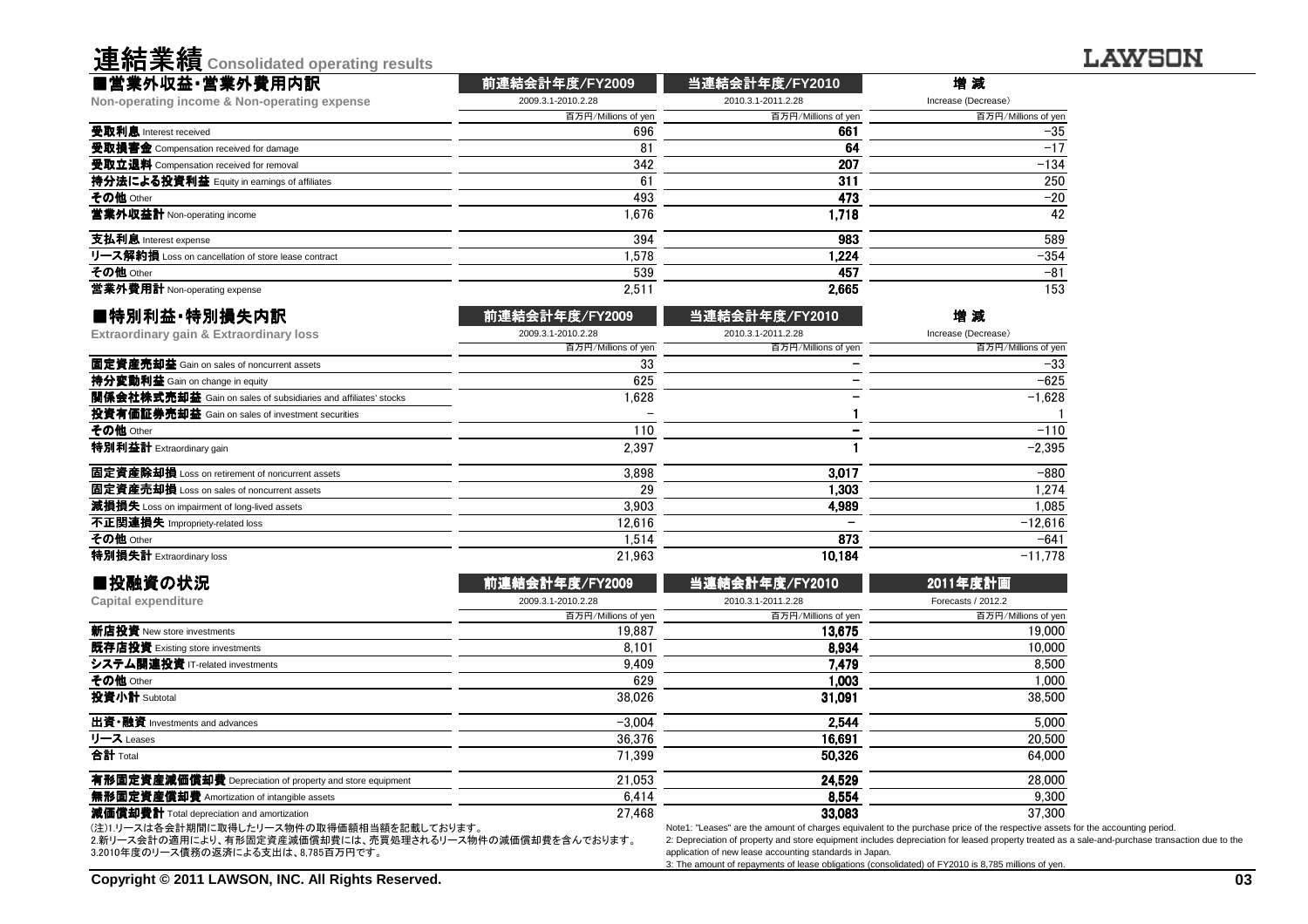# 連結業績 Consolidated operating results

## ■営業外収益・営業外費用内訳
**Non-operating income & Non-operating expense**

| | 前連結会計年度/FY2009<br>2009.3.1-2010.2.28<br>百万円/Millions of yen | 当連結会計年度/FY2010<br>2010.3.1-2011.2.28<br>百万円/Millions of yen | 増減<br>Increase (Decrease)<br>百万円/Millions of yen |
|---|---|---|---|
| **受取利息** Interest received | 696 | **661** | −35 |
| **受取損害金** Compensation received for damage | 81 | **64** | −17 |
| **受取立退料** Compensation received for removal | 342 | **207** | −134 |
| **持分法による投資利益** Equity in earnings of affiliates | 61 | **311** | 250 |
| **その他** Other | 493 | **473** | −20 |
| **営業外収益計** Non-operating income | 1,676 | **1,718** | 42 |
| **支払利息** Interest expense | 394 | **983** | 589 |
| **リース解約損** Loss on cancellation of store lease contract | 1,578 | **1,224** | −354 |
| **その他** Other | 539 | **457** | −81 |
| **営業外費用計** Non-operating expense | 2,511 | **2,665** | 153 |

## ■特別利益・特別損失内訳
**Extraordinary gain & Extraordinary loss**

| | 前連結会計年度/FY2009<br>2009.3.1-2010.2.28<br>百万円/Millions of yen | 当連結会計年度/FY2010<br>2010.3.1-2011.2.28<br>百万円/Millions of yen | 増減<br>Increase (Decrease)<br>百万円/Millions of yen |
|---|---|---|---|
| **固定資産売却益** Gain on sales of noncurrent assets | 33 | − | −33 |
| **持分変動利益** Gain on change in equity | 625 | − | −625 |
| **関係会社株式売却益** Gain on sales of subsidiaries and affiliates' stocks | 1,628 | − | −1,628 |
| **投資有価証券売却益** Gain on sales of investment securities | − | **1** | 1 |
| **その他** Other | 110 | − | −110 |
| **特別利益計** Extraordinary gain | 2,397 | **1** | −2,395 |
| **固定資産除却損** Loss on retirement of noncurrent assets | 3,898 | **3,017** | −880 |
| **固定資産売却損** Loss on sales of noncurrent assets | 29 | **1,303** | 1,274 |
| **減損損失** Loss on impairment of long-lived assets | 3,903 | **4,989** | 1,085 |
| **不正関連損失** Impropriety-related loss | 12,616 | − | −12,616 |
| **その他** Other | 1,514 | **873** | −641 |
| **特別損失計** Extraordinary loss | 21,963 | **10,184** | −11,778 |

## ■投融資の状況
**Capital expenditure**

| | 前連結会計年度/FY2009<br>2009.3.1-2010.2.28<br>百万円/Millions of yen | 当連結会計年度/FY2010<br>2010.3.1-2011.2.28<br>百万円/Millions of yen | 2011年度計画<br>Forecasts / 2012.2<br>百万円/Millions of yen |
|---|---|---|---|
| **新店投資** New store investments | 19,887 | **13,675** | 19,000 |
| **既存店投資** Existing store investments | 8,101 | **8,934** | 10,000 |
| **システム関連投資** IT-related investments | 9,409 | **7,479** | 8,500 |
| **その他** Other | 629 | **1,003** | 1,000 |
| **投資小計** Subtotal | 38,026 | **31,091** | 38,500 |
| **出資・融資** Investments and advances | −3,004 | **2,544** | 5,000 |
| **リース** Leases | 36,376 | **16,691** | 20,500 |
| **合計** Total | 71,399 | **50,326** | 64,000 |
| **有形固定資産減価償却費** Depreciation of property and store equipment | 21,053 | **24,529** | 28,000 |
| **無形固定資産償却費** Amortization of intangible assets | 6,414 | **8,554** | 9,300 |
| **減価償却費計** Total depreciation and amortization | 27,468 | **33,083** | 37,300 |

(注)1.リースは各会計期間に取得したリース物件の取得価額相当額を記載しております。
2.新リース会計の適用により、有形固定資産減価償却費には、売買処理されるリース物件の減価償却費を含んでおります。
3.2010年度のリース債務の返済による支出は、8,785百万円です。

Note1: "Leases" are the amount of charges equivalent to the purchase price of the respective assets for the accounting period.
2: Depreciation of property and store equipment includes depreciation for leased property treated as a sale-and-purchase transaction due to the application of new lease accounting standards in Japan.
3: The amount of repayments of lease obligations (consolidated) of FY2010 is 8,785 millions of yen.

Copyright © 2011 LAWSON, INC. All Rights Reserved.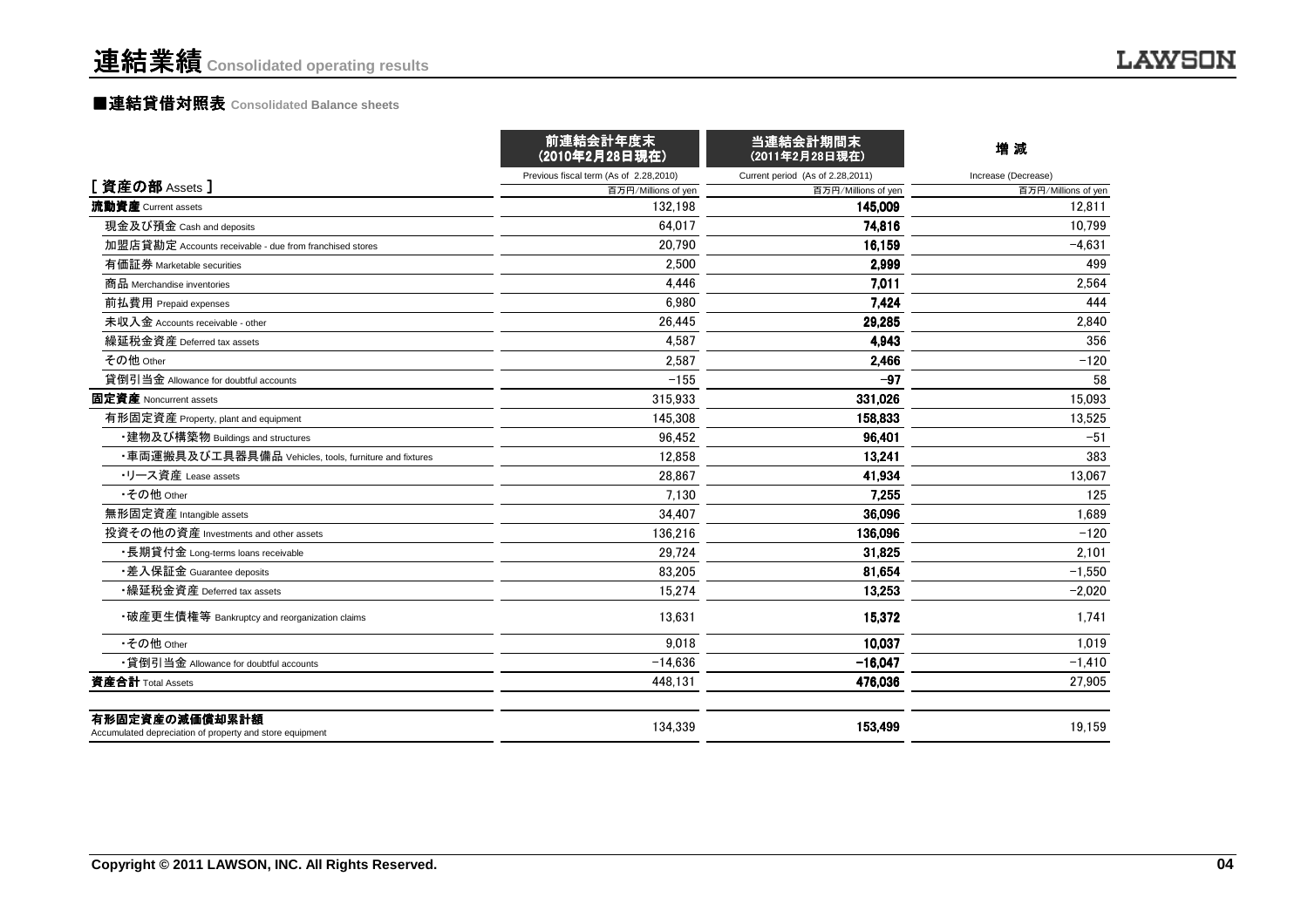# 連結業績 Consolidated operating results

## ■連結貸借対照表 Consolidated Balance sheets

| [ 資産の部 Assets ] | 前連結会計年度末 (2010年2月28日現在) Previous fiscal term (As of 2.28,2010) 百万円/Millions of yen | 当連結会計期間末 (2011年2月28日現在) Current period (As of 2.28,2011) 百万円/Millions of yen | 増 減 Increase (Decrease) 百万円/Millions of yen |
|---|---|---|---|
| **流動資産** Current assets | 132,198 | **145,009** | 12,811 |
| 現金及び預金 Cash and deposits | 64,017 | **74,816** | 10,799 |
| 加盟店貸勘定 Accounts receivable - due from franchised stores | 20,790 | **16,159** | −4,631 |
| 有価証券 Marketable securities | 2,500 | **2,999** | 499 |
| 商品 Merchandise inventories | 4,446 | **7,011** | 2,564 |
| 前払費用 Prepaid expenses | 6,980 | **7,424** | 444 |
| 未収入金 Accounts receivable - other | 26,445 | **29,285** | 2,840 |
| 繰延税金資産 Deferred tax assets | 4,587 | **4,943** | 356 |
| その他 Other | 2,587 | **2,466** | −120 |
| 貸倒引当金 Allowance for doubtful accounts | −155 | **−97** | 58 |
| **固定資産** Noncurrent assets | 315,933 | **331,026** | 15,093 |
| 有形固定資産 Property, plant and equipment | 145,308 | **158,833** | 13,525 |
| ・建物及び構築物 Buildings and structures | 96,452 | **96,401** | −51 |
| ・車両運搬具及び工具器具備品 Vehicles, tools, furniture and fixtures | 12,858 | **13,241** | 383 |
| ・リース資産 Lease assets | 28,867 | **41,934** | 13,067 |
| ・その他 Other | 7,130 | **7,255** | 125 |
| 無形固定資産 Intangible assets | 34,407 | **36,096** | 1,689 |
| 投資その他の資産 Investments and other assets | 136,216 | **136,096** | −120 |
| ・長期貸付金 Long-terms loans receivable | 29,724 | **31,825** | 2,101 |
| ・差入保証金 Guarantee deposits | 83,205 | **81,654** | −1,550 |
| ・繰延税金資産 Deferred tax assets | 15,274 | **13,253** | −2,020 |
| ・破産更生債権等 Bankruptcy and reorganization claims | 13,631 | **15,372** | 1,741 |
| ・その他 Other | 9,018 | **10,037** | 1,019 |
| ・貸倒引当金 Allowance for doubtful accounts | −14,636 | **−16,047** | −1,410 |
| **資産合計** Total Assets | 448,131 | **476,036** | 27,905 |
| **有形固定資産の減価償却累計額** Accumulated depreciation of property and store equipment | 134,339 | **153,499** | 19,159 |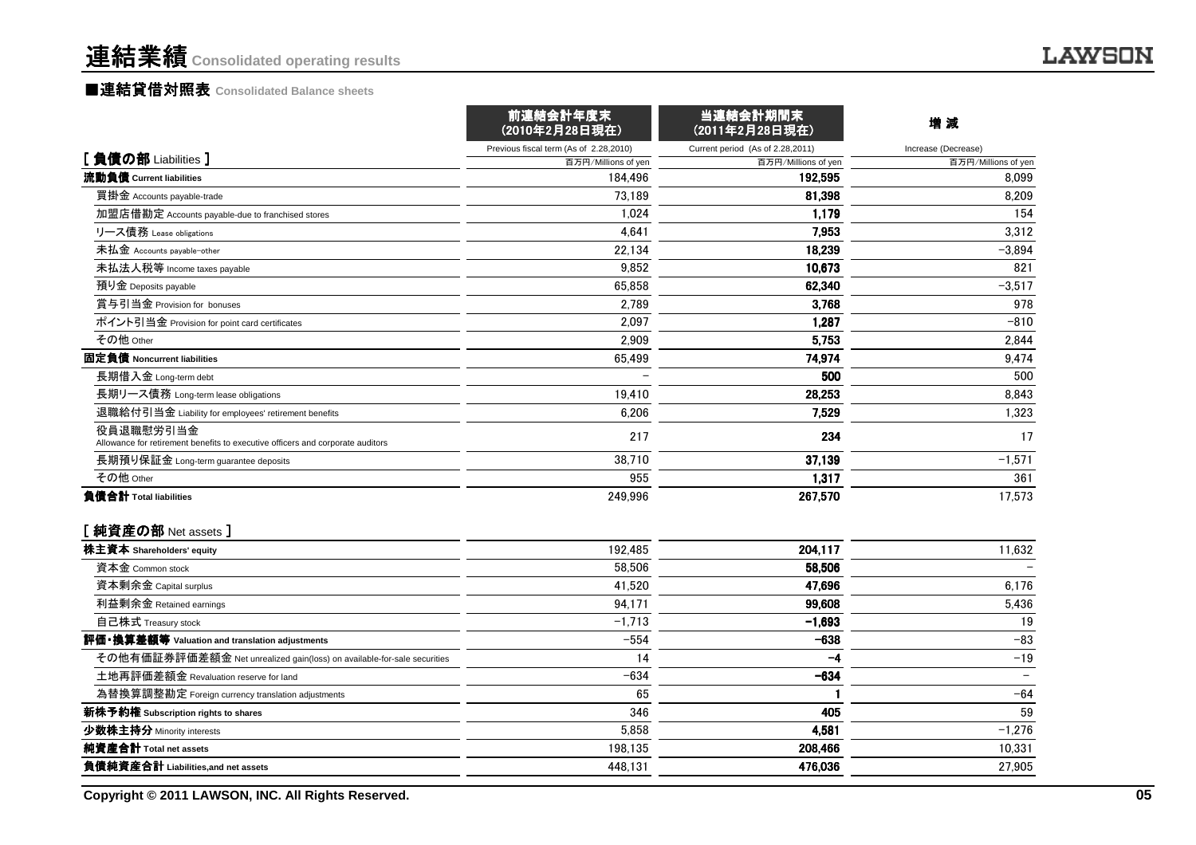# 連結業績 Consolidated operating results

## ■連結貸借対照表 Consolidated Balance sheets

| | 前連結会計年度末（2010年2月28日現在） | 当連結会計期間末（2011年2月28日現在） | 増 減 |
|---|---|---|---|
| | Previous fiscal term (As of 2.28,2010) | Current period (As of 2.28,2011) | Increase (Decrease) |
| ［ 負債の部 Liabilities ］ | 百万円/Millions of yen | 百万円/Millions of yen | 百万円/Millions of yen |
| **流動負債 Current liabilities** | 184,496 | 192,595 | 8,099 |
| 買掛金 Accounts payable-trade | 73,189 | 81,398 | 8,209 |
| 加盟店借勘定 Accounts payable-due to franchised stores | 1,024 | 1,179 | 154 |
| リース債務 Lease obligations | 4,641 | 7,953 | 3,312 |
| 未払金 Accounts payable-other | 22,134 | 18,239 | −3,894 |
| 未払法人税等 Income taxes payable | 9,852 | 10,673 | 821 |
| 預り金 Deposits payable | 65,858 | 62,340 | −3,517 |
| 賞与引当金 Provision for bonuses | 2,789 | 3,768 | 978 |
| ポイント引当金 Provision for point card certificates | 2,097 | 1,287 | −810 |
| その他 Other | 2,909 | 5,753 | 2,844 |
| **固定負債 Noncurrent liabilities** | 65,499 | 74,974 | 9,474 |
| 長期借入金 Long-term debt | − | 500 | 500 |
| 長期リース債務 Long-term lease obligations | 19,410 | 28,253 | 8,843 |
| 退職給付引当金 Liability for employees' retirement benefits | 6,206 | 7,529 | 1,323 |
| 役員退職慰労引当金 Allowance for retirement benefits to executive officers and corporate auditors | 217 | 234 | 17 |
| 長期預り保証金 Long-term guarantee deposits | 38,710 | 37,139 | −1,571 |
| その他 Other | 955 | 1,317 | 361 |
| **負債合計 Total liabilities** | 249,996 | 267,570 | 17,573 |
| ［ 純資産の部 Net assets ］ | | | |
| **株主資本 Shareholders' equity** | 192,485 | 204,117 | 11,632 |
| 資本金 Common stock | 58,506 | 58,506 | − |
| 資本剰余金 Capital surplus | 41,520 | 47,696 | 6,176 |
| 利益剰余金 Retained earnings | 94,171 | 99,608 | 5,436 |
| 自己株式 Treasury stock | −1,713 | −1,693 | 19 |
| **評価・換算差額等 Valuation and translation adjustments** | −554 | −638 | −83 |
| その他有価証券評価差額金 Net unrealized gain(loss) on available-for-sale securities | 14 | −4 | −19 |
| 土地再評価差額金 Revaluation reserve for land | −634 | −634 | − |
| 為替換算調整勘定 Foreign currency translation adjustments | 65 | 1 | −64 |
| **新株予約権 Subscription rights to shares** | 346 | 405 | 59 |
| **少数株主持分 Minority interests** | 5,858 | 4,581 | −1,276 |
| **純資産合計 Total net assets** | 198,135 | 208,466 | 10,331 |
| **負債純資産合計 Liabilities,and net assets** | 448,131 | 476,036 | 27,905 |

Copyright © 2011 LAWSON, INC. All Rights Reserved.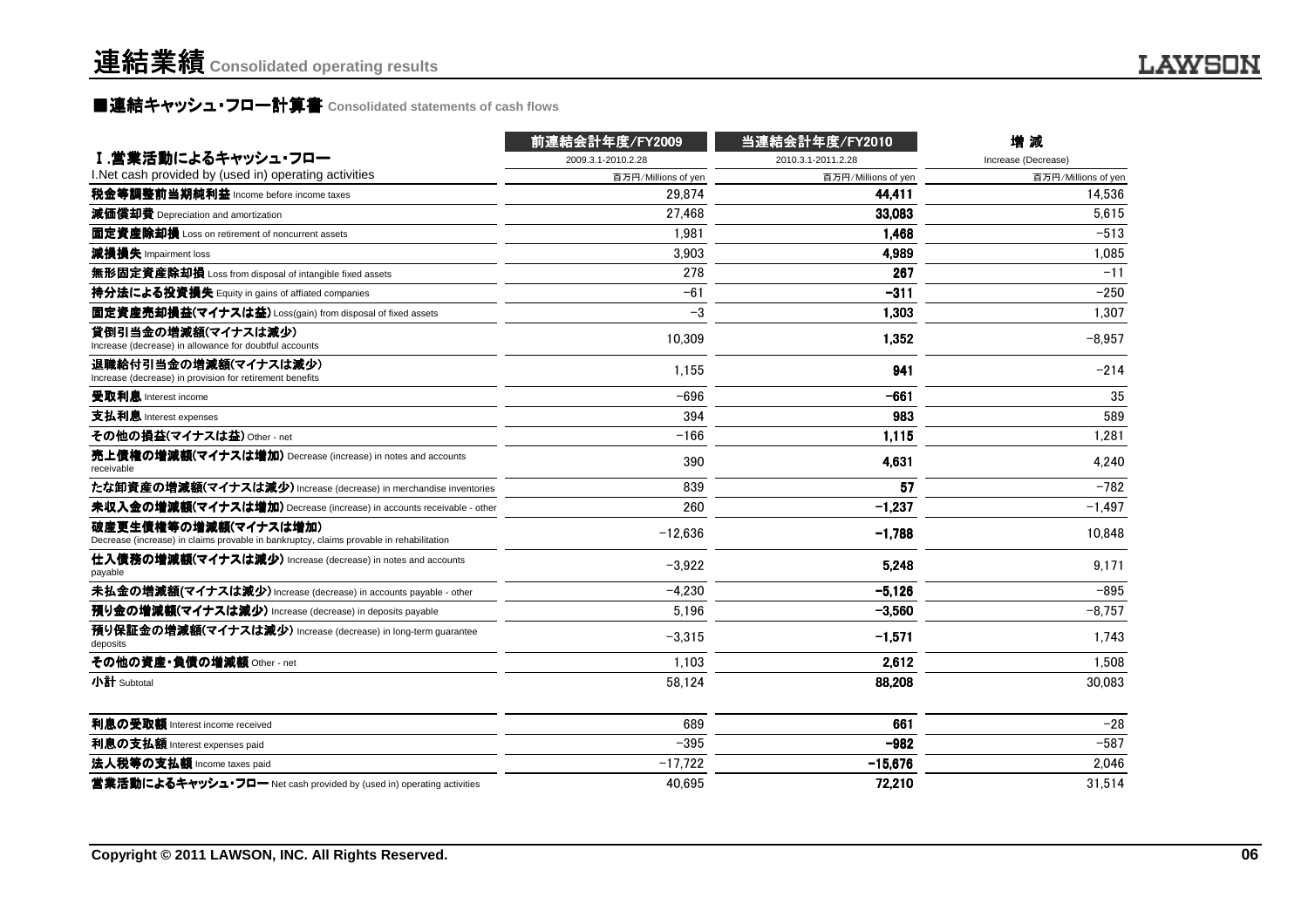# 連結業績 Consolidated operating results

## ■連結キャッシュ・フロー計算書 Consolidated statements of cash flows

| Ⅰ.営業活動によるキャッシュ・フロー<br>I.Net cash provided by (used in) operating activities | 前連結会計年度/FY2009<br>2009.3.1-2010.2.28<br>百万円/Millions of yen | 当連結会計年度/FY2010<br>2010.3.1-2011.2.28<br>百万円/Millions of yen | 増 減<br>Increase (Decrease)<br>百万円/Millions of yen |
|---|---|---|---|
| 税金等調整前当期純利益 Income before income taxes | 29,874 | **44,411** | 14,536 |
| 減価償却費 Depreciation and amortization | 27,468 | **33,083** | 5,615 |
| 固定資産除却損 Loss on retirement of noncurrent assets | 1,981 | **1,468** | −513 |
| 減損損失 Impairment loss | 3,903 | **4,989** | 1,085 |
| 無形固定資産除却損 Loss from disposal of intangible fixed assets | 278 | **267** | −11 |
| 持分法による投資損失 Equity in gains of affiated companies | −61 | **−311** | −250 |
| 固定資産売却損益(マイナスは益) Loss(gain) from disposal of fixed assets | −3 | **1,303** | 1,307 |
| 貸倒引当金の増減額(マイナスは減少) Increase (decrease) in allowance for doubtful accounts | 10,309 | **1,352** | −8,957 |
| 退職給付引当金の増減額(マイナスは減少) Increase (decrease) in provision for retirement benefits | 1,155 | **941** | −214 |
| 受取利息 Interest income | −696 | **−661** | 35 |
| 支払利息 Interest expenses | 394 | **983** | 589 |
| その他の損益(マイナスは益) Other - net | −166 | **1,115** | 1,281 |
| 売上債権の増減額(マイナスは増加) Decrease (increase) in notes and accounts receivable | 390 | **4,631** | 4,240 |
| たな卸資産の増減額(マイナスは減少) Increase (decrease) in merchandise inventories | 839 | **57** | −782 |
| 未収入金の増減額(マイナスは増加) Decrease (increase) in accounts receivable - other | 260 | **−1,237** | −1,497 |
| 破産更生債権等の増減額(マイナスは増加) Decrease (increase) in claims provable in bankruptcy, claims provable in rehabilitation | −12,636 | **−1,788** | 10,848 |
| 仕入債務の増減額(マイナスは減少) Increase (decrease) in notes and accounts payable | −3,922 | **5,248** | 9,171 |
| 未払金の増減額(マイナスは減少) Increase (decrease) in accounts payable - other | −4,230 | **−5,126** | −895 |
| 預り金の増減額(マイナスは減少) Increase (decrease) in deposits payable | 5,196 | **−3,560** | −8,757 |
| 預り保証金の増減額(マイナスは減少) Increase (decrease) in long-term guarantee deposits | −3,315 | **−1,571** | 1,743 |
| その他の資産・負債の増減額 Other - net | 1,103 | **2,612** | 1,508 |
| 小計 Subtotal | 58,124 | **88,208** | 30,083 |
| 利息の受取額 Interest income received | 689 | **661** | −28 |
| 利息の支払額 Interest expenses paid | −395 | **−982** | −587 |
| 法人税等の支払額 Income taxes paid | −17,722 | **−15,676** | 2,046 |
| 営業活動によるキャッシュ・フロー Net cash provided by (used in) operating activities | 40,695 | **72,210** | 31,514 |

Copyright © 2011 LAWSON, INC. All Rights Reserved.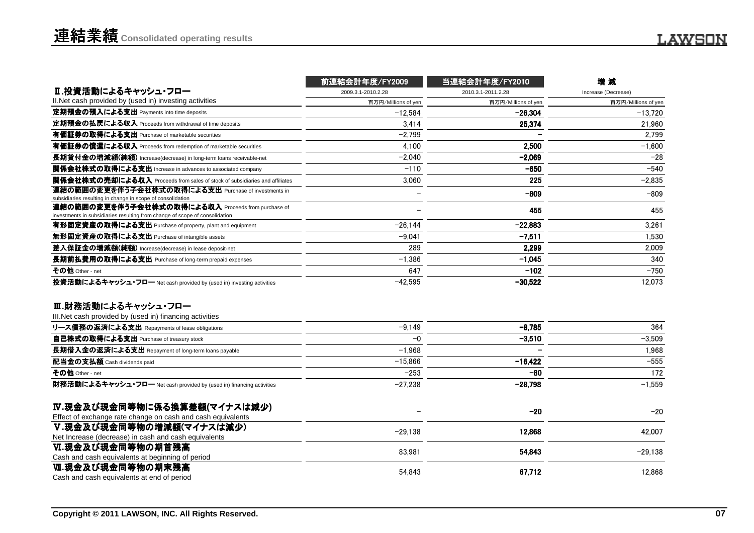# 連結業績 Consolidated operating results

| Ⅱ.投資活動によるキャッシュ・フロー<br>II.Net cash provided by (used in) investing activities | 前連結会計年度/FY2009<br>2009.3.1-2010.2.28<br>百万円/Millions of yen | 当連結会計年度/FY2010<br>2010.3.1-2011.2.28<br>百万円/Millions of yen | 増 減<br>Increase (Decrease)<br>百万円/Millions of yen |
|---|---|---|---|
| 定期預金の預入による支出 Payments into time deposits | −12,584 | **−26,304** | −13,720 |
| 定期預金の払戻による収入 Proceeds from withdrawal of time deposits | 3,414 | **25,374** | 21,960 |
| 有価証券の取得による支出 Purchase of marketable securities | −2,799 | **−** | 2,799 |
| 有価証券の償還による収入 Proceeds from redemption of marketable securities | 4,100 | **2,500** | −1,600 |
| 長期貸付金の増減額(純額) Increase(decrease) in long-term loans receivable-net | −2,040 | **−2,069** | −28 |
| 関係会社株式の取得による支出 Increase in advances to associated company | −110 | **−650** | −540 |
| 関係会社株式の売却による収入 Proceeds from sales of stock of subsidiaries and affiliates | 3,060 | **225** | −2,835 |
| 連結の範囲の変更を伴う子会社株式の取得による支出 Purchase of investments in subsidiaries resulting in change in scope of consolidation | − | **−809** | −809 |
| 連結の範囲の変更を伴う子会社株式の取得による収入 Proceeds from purchase of investments in subsidiaries resulting from change of scope of consolidation | − | **455** | 455 |
| 有形固定資産の取得による支出 Purchase of property, plant and equipment | −26,144 | **−22,883** | 3,261 |
| 無形固定資産の取得による支出 Purchase of intangible assets | −9,041 | **−7,511** | 1,530 |
| 差入保証金の増減額(純額) Increase(decrease) in lease deposit-net | 289 | **2,299** | 2,009 |
| 長期前払費用の取得による支出 Purchase of long-term prepaid expenses | −1,386 | **−1,045** | 340 |
| その他 Other - net | 647 | **−102** | −750 |
| 投資活動によるキャッシュ・フロー Net cash provided by (used in) investing activities | −42,595 | **−30,522** | 12,073 |

| Ⅲ.財務活動によるキャッシュ・フロー<br>III.Net cash provided by (used in) financing activities | 前連結会計年度/FY2009 | 当連結会計年度/FY2010 | 増 減 |
|---|---|---|---|
| リース債務の返済による支出 Repayments of lease obligations | −9,149 | **−8,785** | 364 |
| 自己株式の取得による支出 Purchase of treasury stock | −0 | **−3,510** | −3,509 |
| 長期借入金の返済による支出 Repayment of long-term loans payable | −1,968 | **−** | 1,968 |
| 配当金の支払額 Cash dividends paid | −15,866 | **−16,422** | −555 |
| その他 Other - net | −253 | **−80** | 172 |
| 財務活動によるキャッシュ・フロー Net cash provided by (used in) financing activities | −27,238 | **−28,798** | −1,559 |
| Ⅳ.現金及び現金同等物に係る換算差額(マイナスは減少)<br>Effect of exchange rate change on cash and cash equivalents | − | **−20** | −20 |
| Ⅴ.現金及び現金同等物の増減額(マイナスは減少)<br>Net Increase (decrease) in cash and cash equivalents | −29,138 | **12,868** | 42,007 |
| Ⅵ.現金及び現金同等物の期首残高<br>Cash and cash equivalents at beginning of period | 83,981 | **54,843** | −29,138 |
| Ⅶ.現金及び現金同等物の期末残高<br>Cash and cash equivalents at end of period | 54,843 | **67,712** | 12,868 |

Copyright © 2011 LAWSON, INC. All Rights Reserved.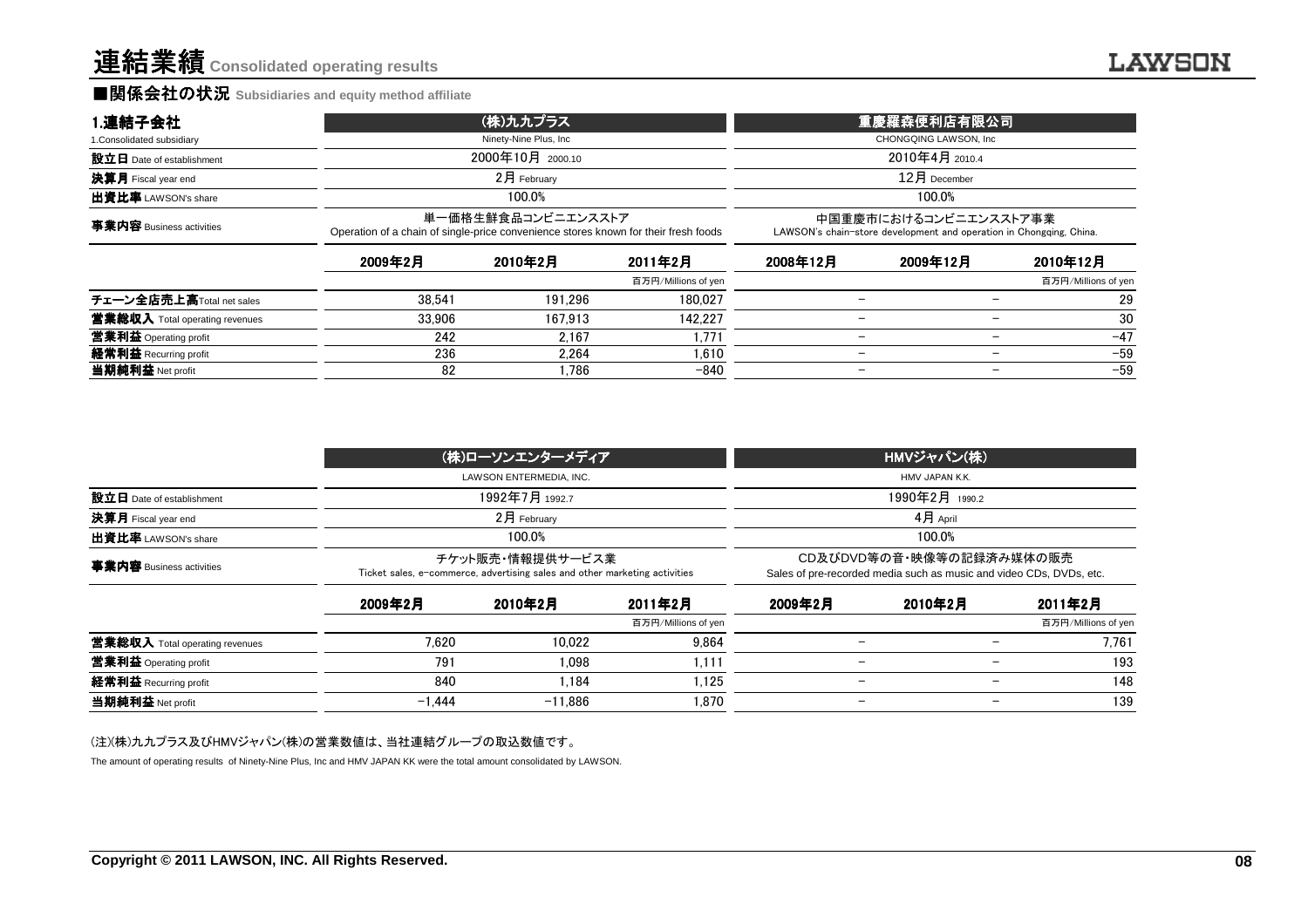# 連結業績 Consolidated operating results

## ■関係会社の状況 Subsidiaries and equity method affiliate

| 1.連結子会社<br>1.Consolidated subsidiary | (株)九九プラス<br>Ninety-Nine Plus, Inc | | | 重慶羅森便利店有限公司<br>CHONGQING LAWSON, Inc | | |
|---|---|---|---|---|---|---|
| 設立日 Date of establishment | 2000年10月 2000.10 | | | 2010年4月 2010.4 | | |
| 決算月 Fiscal year end | 2月 February | | | 12月 December | | |
| 出資比率 LAWSON's share | 100.0% | | | 100.0% | | |
| 事業内容 Business activities | 単一価格生鮮食品コンビニエンスストア<br>Operation of a chain of single-price convenience stores known for their fresh foods | | | 中国重慶市におけるコンビニエンスストア事業<br>LAWSON's chain-store development and operation in Chongqing, China. | | |
| | 2009年2月 | 2010年2月 | 2011年2月<br>百万円/Millions of yen | 2008年12月 | 2009年12月 | 2010年12月<br>百万円/Millions of yen |
| チェーン全店売上高 Total net sales | 38,541 | 191,296 | 180,027 | − | − | 29 |
| 営業総収入 Total operating revenues | 33,906 | 167,913 | 142,227 | − | − | 30 |
| 営業利益 Operating profit | 242 | 2,167 | 1,771 | − | − | −47 |
| 経常利益 Recurring profit | 236 | 2,264 | 1,610 | − | − | −59 |
| 当期純利益 Net profit | 82 | 1,786 | −840 | − | − | −59 |

| | (株)ローソンエンターメディア<br>LAWSON ENTERMEDIA, INC. | | | HMVジャパン(株)<br>HMV JAPAN K.K. | | |
|---|---|---|---|---|---|---|
| 設立日 Date of establishment | 1992年7月 1992.7 | | | 1990年2月 1990.2 | | |
| 決算月 Fiscal year end | 2月 February | | | 4月 April | | |
| 出資比率 LAWSON's share | 100.0% | | | 100.0% | | |
| 事業内容 Business activities | チケット販売・情報提供サービス業<br>Ticket sales, e-commerce, advertising sales and other marketing activities | | | CD及びDVD等の音・映像等の記録済み媒体の販売<br>Sales of pre-recorded media such as music and video CDs, DVDs, etc. | | |
| | 2009年2月 | 2010年2月 | 2011年2月<br>百万円/Millions of yen | 2009年2月 | 2010年2月 | 2011年2月<br>百万円/Millions of yen |
| 営業総収入 Total operating revenues | 7,620 | 10,022 | 9,864 | − | − | 7,761 |
| 営業利益 Operating profit | 791 | 1,098 | 1,111 | − | − | 193 |
| 経常利益 Recurring profit | 840 | 1,184 | 1,125 | − | − | 148 |
| 当期純利益 Net profit | −1,444 | −11,886 | 1,870 | − | − | 139 |

(注)(株)九九プラス及びHMVジャパン(株)の営業数値は、当社連結グループの取込数値です。

The amount of operating results of Ninety-Nine Plus, Inc and HMV JAPAN KK were the total amount consolidated by LAWSON.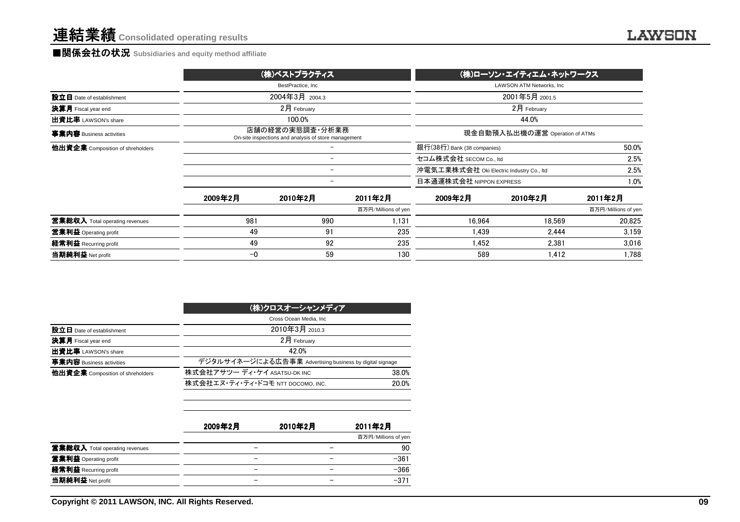# 連結業績 Consolidated operating results

## ■関係会社の状況 Subsidiaries and equity method affiliate

| | (株)ベストプラクティス BestPractice, Inc | | | (株)ローソン・エイティエム・ネットワークス LAWSON ATM Networks, Inc | | |
|---|---|---|---|---|---|---|
| 設立日 Date of establishment | 2004年3月 2004.3 | | | 2001年5月 2001.5 | | |
| 決算月 Fiscal year end | 2月 February | | | 2月 February | | |
| 出資比率 LAWSON's share | 100.0% | | | 44.0% | | |
| 事業内容 Business activities | 店舗の経営の実態調査・分析業務 On-site inspections and analysis of store management | | | 現金自動預入払出機の運営 Operation of ATMs | | |
| 他出資企業 Composition of shreholders | − | | | 銀行(38行) Bank (38 companies) | | 50.0% |
| | − | | | セコム株式会社 SECOM Co., ltd | | 2.5% |
| | − | | | 沖電気工業株式会社 Oki Electric Industry Co., ltd | | 2.5% |
| | − | | | 日本通運株式会社 NIPPON EXPRESS | | 1.0% |
| | 2009年2月 | 2010年2月 | 2011年2月 | 2009年2月 | 2010年2月 | 2011年2月 |
| | | | 百万円/Millions of yen | | | 百万円/Millions of yen |
| 営業総収入 Total operating revenues | 981 | 990 | 1,131 | 16,964 | 18,569 | 20,825 |
| 営業利益 Operating profit | 49 | 91 | 235 | 1,439 | 2,444 | 3,159 |
| 経常利益 Recurring profit | 49 | 92 | 235 | 1,452 | 2,381 | 3,016 |
| 当期純利益 Net profit | −0 | 59 | 130 | 589 | 1,412 | 1,788 |

| | (株)クロスオーシャンメディア Cross Ocean Media, Inc | | |
|---|---|---|---|
| 設立日 Date of establishment | 2010年3月 2010.3 | | |
| 決算月 Fiscal year end | 2月 February | | |
| 出資比率 LAWSON's share | 42.0% | | |
| 事業内容 Business activities | デジタルサイネージによる広告事業 Advertising business by digital signage | | |
| 他出資企業 Composition of shreholders | 株式会社アサツー ディ・ケイ ASATSU-DK INC | | 38.0% |
| | 株式会社エヌ・ティ・ティ・ドコモ NTT DOCOMO, INC. | | 20.0% |
| | 2009年2月 | 2010年2月 | 2011年2月 |
| | | | 百万円/Millions of yen |
| 営業総収入 Total operating revenues | − | − | 90 |
| 営業利益 Operating profit | − | − | −361 |
| 経常利益 Recurring profit | − | − | −366 |
| 当期純利益 Net profit | − | − | −371 |

Copyright © 2011 LAWSON, INC. All Rights Reserved.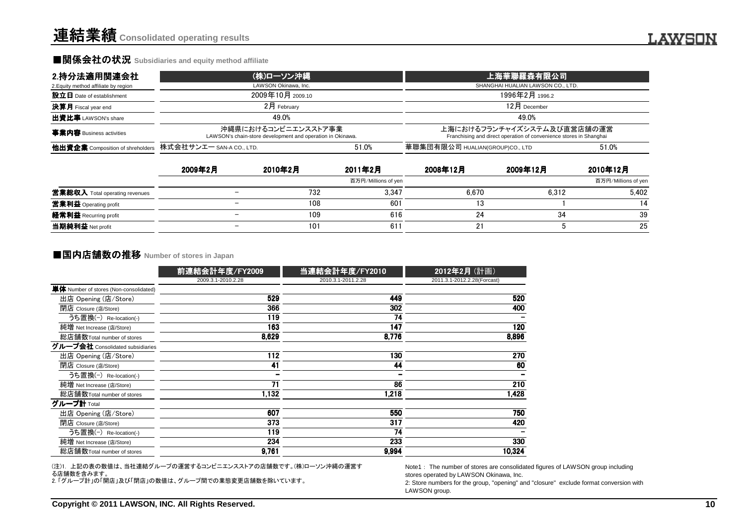# 連結業績 Consolidated operating results

## ■関係会社の状況 Subsidiaries and equity method affiliate

| 2.持分法適用関連会社 2.Equity method affiliate by region | (株)ローソン沖縄 LAWSON Okinawa, Inc. | | 上海華聯羅森有限公司 SHANGHAI HUALIAN LAWSON CO., LTD. | |
|---|---|---|---|---|
| 設立日 Date of establishment | 2009年10月 2009.10 | | 1996年2月 1996.2 | |
| 決算月 Fiscal year end | 2月 February | | 12月 December | |
| 出資比率 LAWSON's share | 49.0% | | 49.0% | |
| 事業内容 Business activities | 沖縄県におけるコンビニエンスストア事業 LAWSON's chain-store development and operation in Okinawa. | | 上海におけるフランチャイズシステム及び直営店舗の運営 Franchising and direct operation of convenience stores in Shanghai | |
| 他出資企業 Composition of shreholders | 株式会社サンエー SAN-A CO., LTD. | 51.0% | 華聯集団有限公司 HUALIAN(GROUP)CO., LTD | 51.0% |

| | 2009年2月 | 2010年2月 | 2011年2月 | 2008年12月 | 2009年12月 | 2010年12月 |
|---|---|---|---|---|---|---|
| | | | 百万円/Millions of yen | | | 百万円/Millions of yen |
| 営業総収入 Total operating revenues | － | 732 | 3,347 | 6,670 | 6,312 | 5,402 |
| 営業利益 Operating profit | － | 108 | 601 | 13 | 1 | 14 |
| 経常利益 Recurring profit | － | 109 | 616 | 24 | 34 | 39 |
| 当期純利益 Net profit | － | 101 | 611 | 21 | 5 | 25 |

## ■国内店舗数の推移 Number of stores in Japan

| | 前連結会計年度/FY2009 2009.3.1-2010.2.28 | 当連結会計年度/FY2010 2010.3.1-2011.2.28 | 2012年2月（計画） 2011.3.1-2012.2.28(Forcast) |
|---|---|---|---|
| **単体** Number of stores (Non-consolidated) | | | |
| 出店 Opening (店/Store) | 529 | 449 | 520 |
| 閉店 Closure (店/Store) | 366 | 302 | 400 |
| うち置換(-) Re-location(-) | 119 | 74 | － |
| 純増 Net Increase (店/Store) | 163 | 147 | 120 |
| 総店舗数Total number of stores | 8,629 | 8,776 | 8,896 |
| **グループ会社** Consolidated subsidiaries | | | |
| 出店 Opening (店/Store) | 112 | 130 | 270 |
| 閉店 Closure (店/Store) | 41 | 44 | 60 |
| うち置換(-) Re-location(-) | － | － | － |
| 純増 Net Increase (店/Store) | 71 | 86 | 210 |
| 総店舗数Total number of stores | 1,132 | 1,218 | 1,428 |
| **グループ計** Total | | | |
| 出店 Opening (店/Store) | 607 | 550 | 750 |
| 閉店 Closure (店/Store) | 373 | 317 | 420 |
| うち置換(-) Re-location(-) | 119 | 74 | － |
| 純増 Net Increase (店/Store) | 234 | 233 | 330 |
| 総店舗数Total number of stores | 9,761 | 9,994 | 10,324 |

(注)1. 上記の表の数値は、当社連結グループの運営するコンビニエンスストアの店舗数です。(株)ローソン沖縄の運営する店舗数を含みます。
2.「グループ計」の「開店」及び「閉店」の数値は、グループ間での業態変更店舗数を除いています。

Note1： The number of stores are consolidated figures of LAWSON group including stores operated by LAWSON Okinawa, Inc.
2: Store numbers for the group, "opening" and "closure" exclude format conversion with LAWSON group.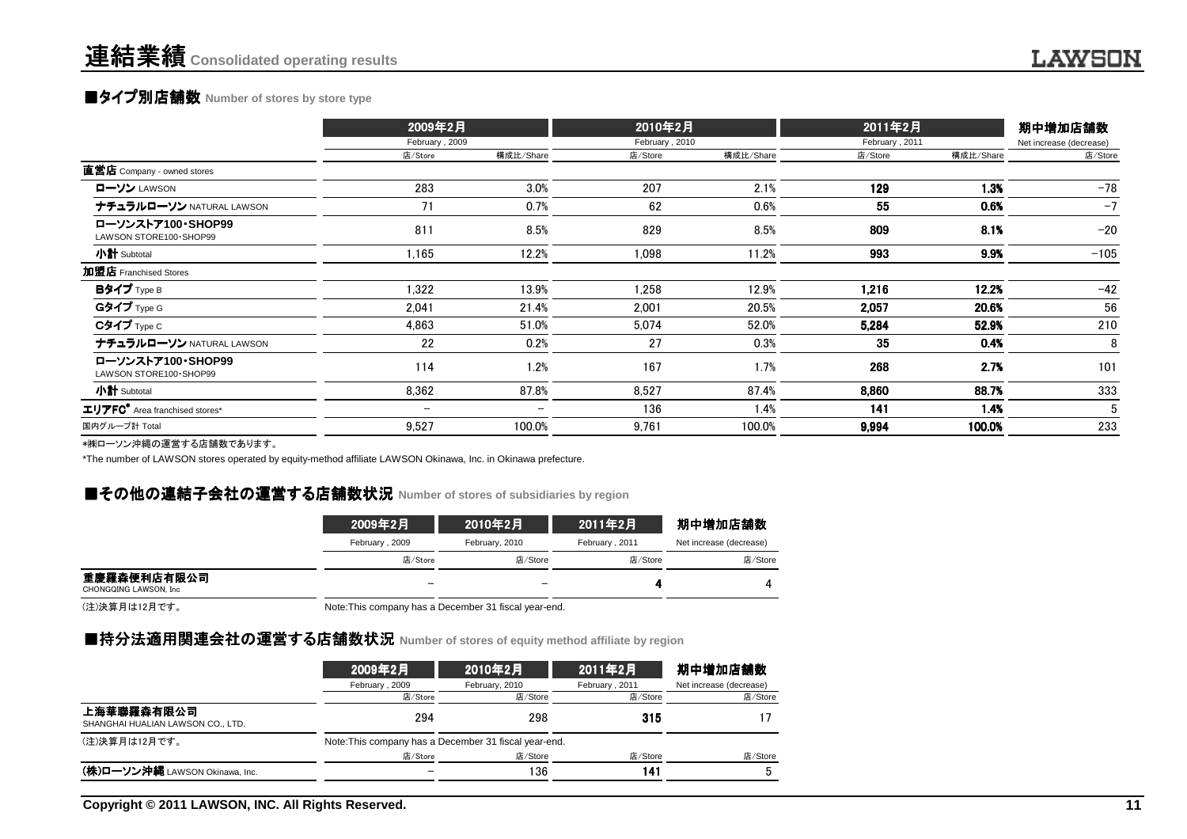# 連結業績 Consolidated operating results

## ■タイプ別店舗数 Number of stores by store type

| | 2009年2月 February , 2009 | | 2010年2月 February , 2010 | | 2011年2月 February , 2011 | | 期中増加店舗数 Net increase (decrease) |
|---|---|---|---|---|---|---|---|
| | 店/Store | 構成比/Share | 店/Store | 構成比/Share | 店/Store | 構成比/Share | 店/Store |
| **直営店** Company - owned stores | | | | | | | |
| **ローソン** LAWSON | 283 | 3.0% | 207 | 2.1% | **129** | **1.3%** | −78 |
| **ナチュラルローソン** NATURAL LAWSON | 71 | 0.7% | 62 | 0.6% | **55** | **0.6%** | −7 |
| **ローソンストア100・SHOP99** LAWSON STORE100・SHOP99 | 811 | 8.5% | 829 | 8.5% | **809** | **8.1%** | −20 |
| **小計** Subtotal | 1,165 | 12.2% | 1,098 | 11.2% | **993** | **9.9%** | −105 |
| **加盟店** Franchised Stores | | | | | | | |
| **Bタイプ** Type B | 1,322 | 13.9% | 1,258 | 12.9% | **1,216** | **12.2%** | −42 |
| **Gタイプ** Type G | 2,041 | 21.4% | 2,001 | 20.5% | **2,057** | **20.6%** | 56 |
| **Cタイプ** Type C | 4,863 | 51.0% | 5,074 | 52.0% | **5,284** | **52.9%** | 210 |
| **ナチュラルローソン** NATURAL LAWSON | 22 | 0.2% | 27 | 0.3% | **35** | **0.4%** | 8 |
| **ローソンストア100・SHOP99** LAWSON STORE100・SHOP99 | 114 | 1.2% | 167 | 1.7% | **268** | **2.7%** | 101 |
| **小計** Subtotal | 8,362 | 87.8% | 8,527 | 87.4% | **8,860** | **88.7%** | 333 |
| **エリアFC*** Area franchised stores* | − | − | 136 | 1.4% | **141** | **1.4%** | 5 |
| 国内グループ計 Total | 9,527 | 100.0% | 9,761 | 100.0% | **9,994** | **100.0%** | 233 |

*㈱ローソン沖縄の運営する店舗数であります。

*The number of LAWSON stores operated by equity-method affiliate LAWSON Okinawa, Inc. in Okinawa prefecture.

## ■その他の連結子会社の運営する店舗数状況 Number of stores of subsidiaries by region

| | 2009年2月 February , 2009 | 2010年2月 February, 2010 | 2011年2月 February , 2011 | 期中増加店舗数 Net increase (decrease) |
|---|---|---|---|---|
| | 店/Store | 店/Store | 店/Store | 店/Store |
| **重慶羅森便利店有限公司** CHONGQING LAWSON, Inc | − | − | **4** | 4 |

(注)決算月は12月です。 Note:This company has a December 31 fiscal year-end.

## ■持分法適用関連会社の運営する店舗数状況 Number of stores of equity method affiliate by region

| | 2009年2月 February , 2009 | 2010年2月 February, 2010 | 2011年2月 February , 2011 | 期中増加店舗数 Net increase (decrease) |
|---|---|---|---|---|
| | 店/Store | 店/Store | 店/Store | 店/Store |
| **上海華聯羅森有限公司** SHANGHAI HUALIAN LAWSON CO., LTD. | 294 | 298 | **315** | 17 |

(注)決算月は12月です。 Note:This company has a December 31 fiscal year-end.

| | 店/Store | 店/Store | 店/Store | 店/Store |
|---|---|---|---|---|
| **(株)ローソン沖縄** LAWSON Okinawa, Inc. | − | 136 | **141** | 5 |

Copyright © 2011 LAWSON, INC. All Rights Reserved.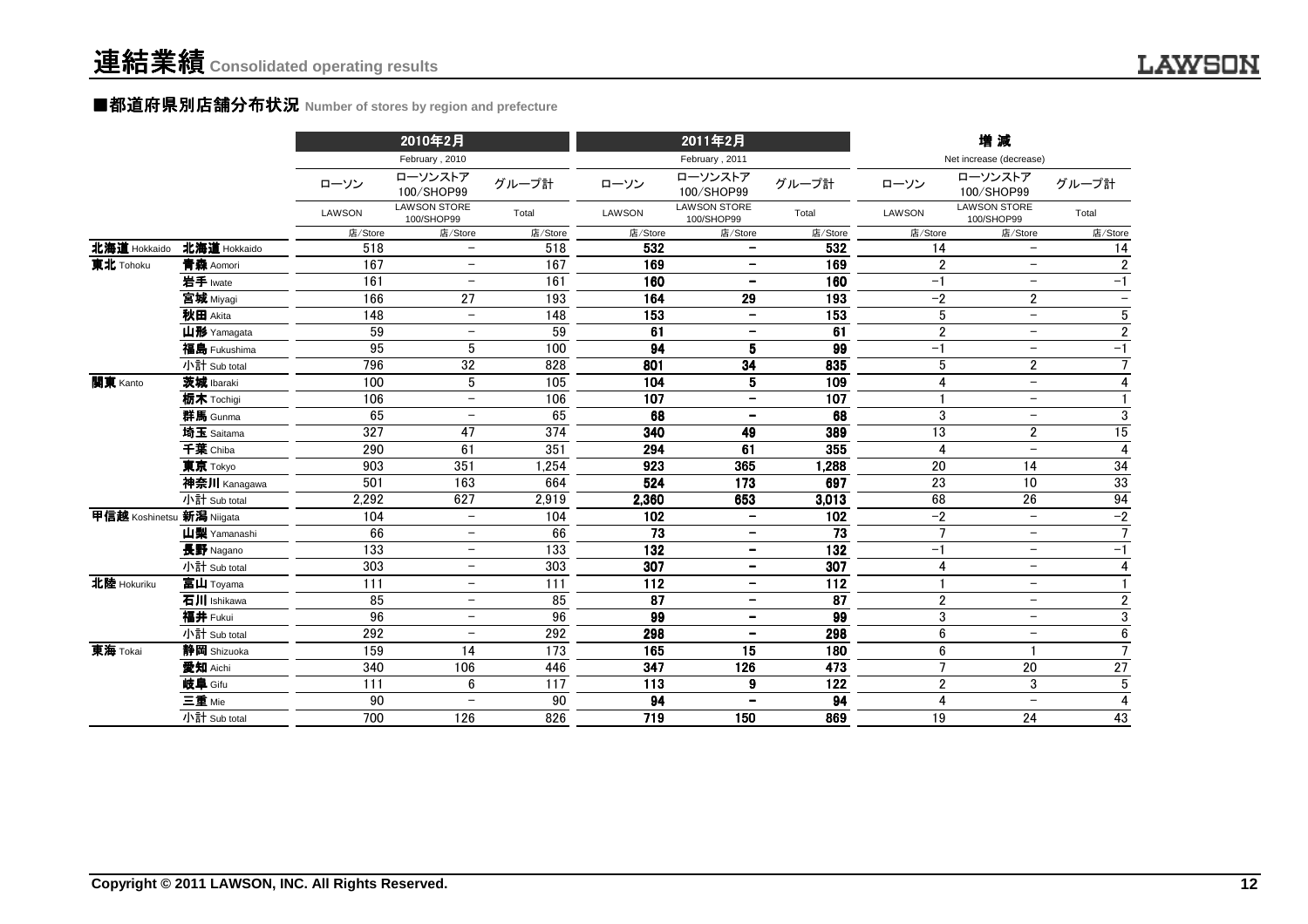# 連結業績 Consolidated operating results

## ■都道府県別店舗分布状況 Number of stores by region and prefecture

| | | 2010年2月 February , 2010 | | | 2011年2月 February , 2011 | | | 増減 Net increase (decrease) | | |
|---|---|---|---|---|---|---|---|---|---|---|
| | | ローソン LAWSON | ローソンストア100/SHOP99 LAWSON STORE 100/SHOP99 | グループ計 Total | ローソン LAWSON | ローソンストア100/SHOP99 LAWSON STORE 100/SHOP99 | グループ計 Total | ローソン LAWSON | ローソンストア100/SHOP99 LAWSON STORE 100/SHOP99 | グループ計 Total |
| | | 店/Store | 店/Store | 店/Store | 店/Store | 店/Store | 店/Store | 店/Store | 店/Store | 店/Store |
| 北海道 Hokkaido | 北海道 Hokkaido | 518 | − | 518 | 532 | − | 532 | 14 | − | 14 |
| 東北 Tohoku | 青森 Aomori | 167 | − | 167 | 169 | − | 169 | 2 | − | 2 |
| | 岩手 Iwate | 161 | − | 161 | 160 | − | 160 | −1 | − | −1 |
| | 宮城 Miyagi | 166 | 27 | 193 | 164 | 29 | 193 | −2 | 2 | − |
| | 秋田 Akita | 148 | − | 148 | 153 | − | 153 | 5 | − | 5 |
| | 山形 Yamagata | 59 | − | 59 | 61 | − | 61 | 2 | − | 2 |
| | 福島 Fukushima | 95 | 5 | 100 | 94 | 5 | 99 | −1 | − | −1 |
| | 小計 Sub total | 796 | 32 | 828 | 801 | 34 | 835 | 5 | 2 | 7 |
| 関東 Kanto | 茨城 Ibaraki | 100 | 5 | 105 | 104 | 5 | 109 | 4 | − | 4 |
| | 栃木 Tochigi | 106 | − | 106 | 107 | − | 107 | 1 | − | 1 |
| | 群馬 Gunma | 65 | − | 65 | 68 | − | 68 | 3 | − | 3 |
| | 埼玉 Saitama | 327 | 47 | 374 | 340 | 49 | 389 | 13 | 2 | 15 |
| | 千葉 Chiba | 290 | 61 | 351 | 294 | 61 | 355 | 4 | − | 4 |
| | 東京 Tokyo | 903 | 351 | 1,254 | 923 | 365 | 1,288 | 20 | 14 | 34 |
| | 神奈川 Kanagawa | 501 | 163 | 664 | 524 | 173 | 697 | 23 | 10 | 33 |
| | 小計 Sub total | 2,292 | 627 | 2,919 | 2,360 | 653 | 3,013 | 68 | 26 | 94 |
| 甲信越 Koshinetsu | 新潟 Niigata | 104 | − | 104 | 102 | − | 102 | −2 | − | −2 |
| | 山梨 Yamanashi | 66 | − | 66 | 73 | − | 73 | 7 | − | 7 |
| | 長野 Nagano | 133 | − | 133 | 132 | − | 132 | −1 | − | −1 |
| | 小計 Sub total | 303 | − | 303 | 307 | − | 307 | 4 | − | 4 |
| 北陸 Hokuriku | 富山 Toyama | 111 | − | 111 | 112 | − | 112 | 1 | − | 1 |
| | 石川 Ishikawa | 85 | − | 85 | 87 | − | 87 | 2 | − | 2 |
| | 福井 Fukui | 96 | − | 96 | 99 | − | 99 | 3 | − | 3 |
| | 小計 Sub total | 292 | − | 292 | 298 | − | 298 | 6 | − | 6 |
| 東海 Tokai | 静岡 Shizuoka | 159 | 14 | 173 | 165 | 15 | 180 | 6 | 1 | 7 |
| | 愛知 Aichi | 340 | 106 | 446 | 347 | 126 | 473 | 7 | 20 | 27 |
| | 岐阜 Gifu | 111 | 6 | 117 | 113 | 9 | 122 | 2 | 3 | 5 |
| | 三重 Mie | 90 | − | 90 | 94 | − | 94 | 4 | − | 4 |
| | 小計 Sub total | 700 | 126 | 826 | 719 | 150 | 869 | 19 | 24 | 43 |

Copyright © 2011 LAWSON, INC. All Rights Reserved.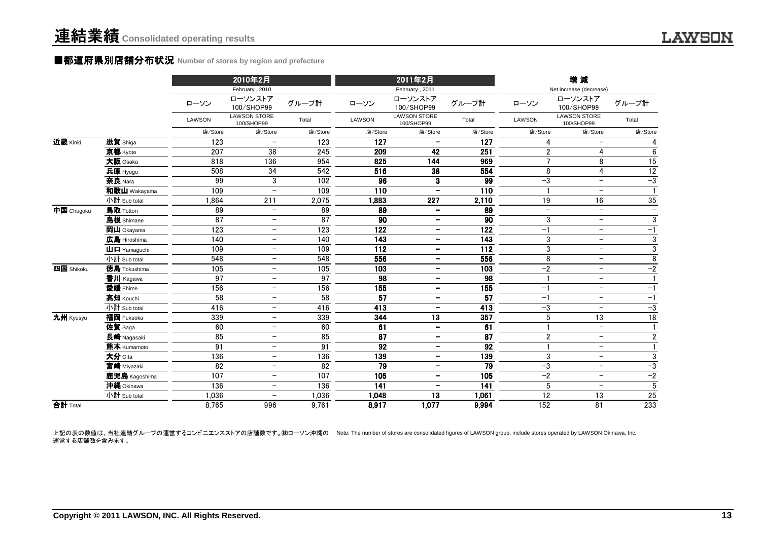# 連結業績 Consolidated operating results

## ■都道府県別店舗分布状況 Number of stores by region and prefecture

| | | 2010年2月 February , 2010 | | | 2011年2月 February , 2011 | | | 増 減 Net increase (decrease) | | |
|---|---|---|---|---|---|---|---|---|---|---|
| | | ローソン | ローソンストア 100/SHOP99 | グループ計 | ローソン | ローソンストア 100/SHOP99 | グループ計 | ローソン | ローソンストア 100/SHOP99 | グループ計 |
| | | LAWSON | LAWSON STORE 100/SHOP99 | Total | LAWSON | LAWSON STORE 100/SHOP99 | Total | LAWSON | LAWSON STORE 100/SHOP99 | Total |
| | | 店/Store | 店/Store | 店/Store | 店/Store | 店/Store | 店/Store | 店/Store | 店/Store | 店/Store |
| 近畿 Kinki | 滋賀 Shiga | 123 | − | 123 | 127 | − | 127 | 4 | − | 4 |
| | 京都 Kyoto | 207 | 38 | 245 | 209 | 42 | 251 | 2 | 4 | 6 |
| | 大阪 Osaka | 818 | 136 | 954 | 825 | 144 | 969 | 7 | 8 | 15 |
| | 兵庫 Hyogo | 508 | 34 | 542 | 516 | 38 | 554 | 8 | 4 | 12 |
| | 奈良 Nara | 99 | 3 | 102 | 96 | 3 | 99 | −3 | − | −3 |
| | 和歌山 Wakayama | 109 | − | 109 | 110 | − | 110 | 1 | − | 1 |
| | 小計 Sub total | 1,864 | 211 | 2,075 | 1,883 | 227 | 2,110 | 19 | 16 | 35 |
| 中国 Chugoku | 鳥取 Tottori | 89 | − | 89 | 89 | − | 89 | − | − | − |
| | 島根 Shimane | 87 | − | 87 | 90 | − | 90 | 3 | − | 3 |
| | 岡山 Okayama | 123 | − | 123 | 122 | − | 122 | −1 | − | −1 |
| | 広島 Hiroshima | 140 | − | 140 | 143 | − | 143 | 3 | − | 3 |
| | 山口 Yamaguchi | 109 | − | 109 | 112 | − | 112 | 3 | − | 3 |
| | 小計 Sub total | 548 | − | 548 | 556 | − | 556 | 8 | − | 8 |
| 四国 Shikoku | 徳島 Tokushima | 105 | − | 105 | 103 | − | 103 | −2 | − | −2 |
| | 香川 Kagawa | 97 | − | 97 | 98 | − | 98 | 1 | − | 1 |
| | 愛媛 Ehime | 156 | − | 156 | 155 | − | 155 | −1 | − | −1 |
| | 高知 Kouchi | 58 | − | 58 | 57 | − | 57 | −1 | − | −1 |
| | 小計 Sub total | 416 | − | 416 | 413 | − | 413 | −3 | − | −3 |
| 九州 Kyusyu | 福岡 Fukuoka | 339 | − | 339 | 344 | 13 | 357 | 5 | 13 | 18 |
| | 佐賀 Saga | 60 | − | 60 | 61 | − | 61 | 1 | − | 1 |
| | 長崎 Nagasaki | 85 | − | 85 | 87 | − | 87 | 2 | − | 2 |
| | 熊本 Kumamoto | 91 | − | 91 | 92 | − | 92 | 1 | − | 1 |
| | 大分 Oita | 136 | − | 136 | 139 | − | 139 | 3 | − | 3 |
| | 宮崎 Miyazaki | 82 | − | 82 | 79 | − | 79 | −3 | − | −3 |
| | 鹿児島 Kagoshima | 107 | − | 107 | 105 | − | 105 | −2 | − | −2 |
| | 沖縄 Okinawa | 136 | − | 136 | 141 | − | 141 | 5 | − | 5 |
| | 小計 Sub total | 1,036 | − | 1,036 | 1,048 | 13 | 1,061 | 12 | 13 | 25 |
| 合計 Total | | 8,765 | 996 | 9,761 | 8,917 | 1,077 | 9,994 | 152 | 81 | 233 |

上記の表の数値は、当社連結グループの運営するコンビニエンスストアの店舗数です。㈱ローソン沖縄の運営する店舗数を含みます。

Note: The number of stores are consolidated figures of LAWSON group, include stores operated by LAWSON Okinawa, Inc.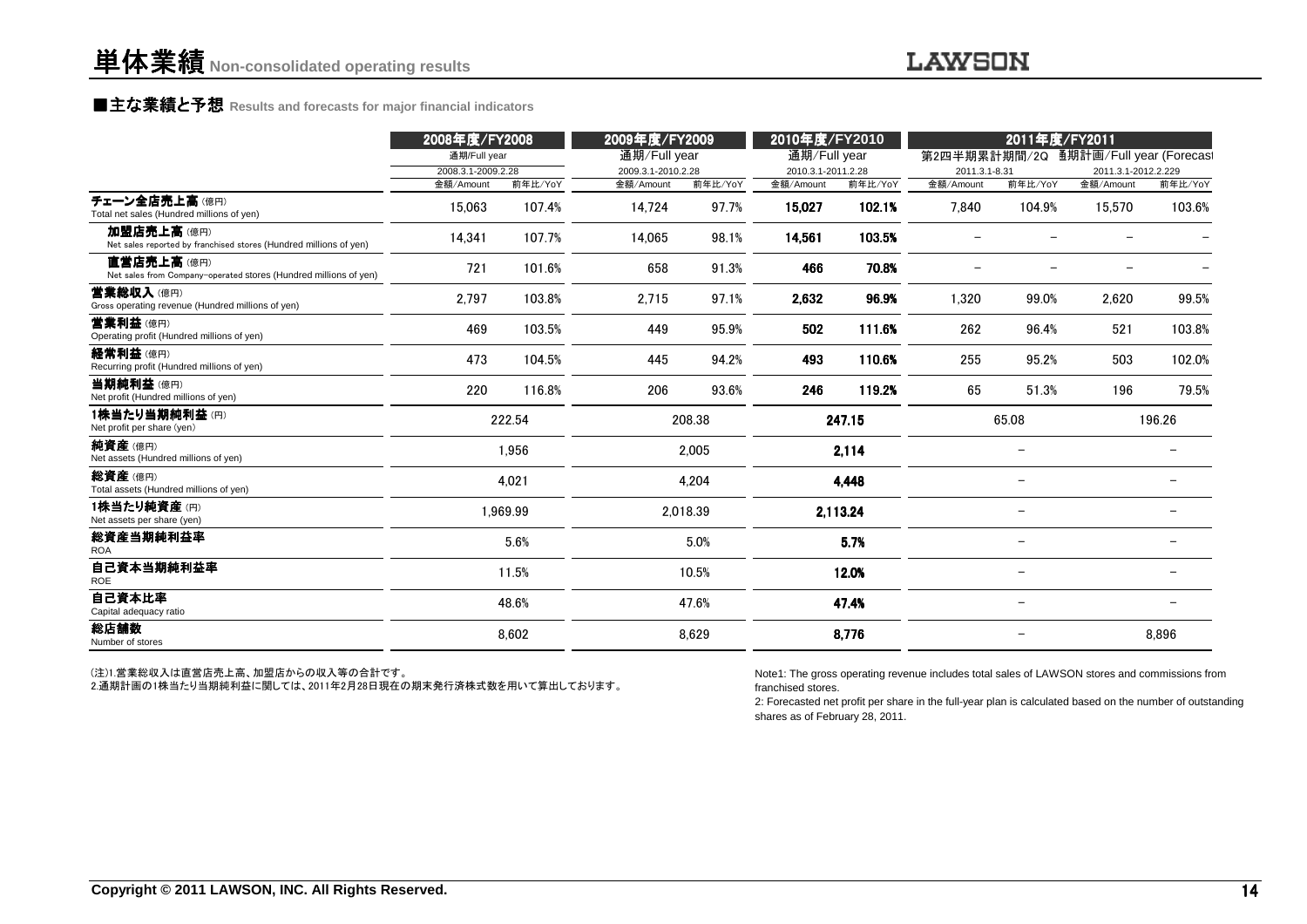# 単体業績 Non-consolidated operating results

## ■主な業績と予想 Results and forecasts for major financial indicators

| | 2008年度/FY2008 | | 2009年度/FY2009 | | 2010年度/FY2010 | | 2011年度/FY2011 | | | |
|---|---|---|---|---|---|---|---|---|---|---|
| | 通期/Full year | | 通期/Full year | | 通期/Full year | | 第2四半期累計期間/2Q | | 通期計画/Full year (Forecast) | |
| | 2008.3.1-2009.2.28 | | 2009.3.1-2010.2.28 | | 2010.3.1-2011.2.28 | | 2011.3.1-8.31 | | 2011.3.1-2012.2.229 | |
| | 金額/Amount | 前年比/YoY | 金額/Amount | 前年比/YoY | 金額/Amount | 前年比/YoY | 金額/Amount | 前年比/YoY | 金額/Amount | 前年比/YoY |
| **チェーン全店売上高**（億円）<br>Total net sales (Hundred millions of yen) | 15,063 | 107.4% | 14,724 | 97.7% | **15,027** | **102.1%** | 7,840 | 104.9% | 15,570 | 103.6% |
| **加盟店売上高**（億円）<br>Net sales reported by franchised stores (Hundred millions of yen) | 14,341 | 107.7% | 14,065 | 98.1% | **14,561** | **103.5%** | − | − | − | − |
| **直営店売上高**（億円）<br>Net sales from Company-operated stores (Hundred millions of yen) | 721 | 101.6% | 658 | 91.3% | **466** | **70.8%** | − | − | − | − |
| **営業総収入**（億円）<br>Gross operating revenue (Hundred millions of yen) | 2,797 | 103.8% | 2,715 | 97.1% | **2,632** | **96.9%** | 1,320 | 99.0% | 2,620 | 99.5% |
| **営業利益**（億円）<br>Operating profit (Hundred millions of yen) | 469 | 103.5% | 449 | 95.9% | **502** | **111.6%** | 262 | 96.4% | 521 | 103.8% |
| **経常利益**（億円）<br>Recurring profit (Hundred millions of yen) | 473 | 104.5% | 445 | 94.2% | **493** | **110.6%** | 255 | 95.2% | 503 | 102.0% |
| **当期純利益**（億円）<br>Net profit (Hundred millions of yen) | 220 | 116.8% | 206 | 93.6% | **246** | **119.2%** | 65 | 51.3% | 196 | 79.5% |
| **1株当たり当期純利益**（円）<br>Net profit per share (yen) | 222.54 | | 208.38 | | **247.15** | | 65.08 | | 196.26 | |
| **純資産**（億円）<br>Net assets (Hundred millions of yen) | 1,956 | | 2,005 | | **2,114** | | − | | − | |
| **総資産**（億円）<br>Total assets (Hundred millions of yen) | 4,021 | | 4,204 | | **4,448** | | − | | − | |
| **1株当たり純資産**（円）<br>Net assets per share (yen) | 1,969.99 | | 2,018.39 | | **2,113.24** | | − | | − | |
| **総資産当期純利益率**<br>ROA | 5.6% | | 5.0% | | **5.7%** | | − | | − | |
| **自己資本当期純利益率**<br>ROE | 11.5% | | 10.5% | | **12.0%** | | − | | − | |
| **自己資本比率**<br>Capital adequacy ratio | 48.6% | | 47.6% | | **47.4%** | | − | | − | |
| **総店舗数**<br>Number of stores | 8,602 | | 8,629 | | **8,776** | | − | | 8,896 | |

(注)1.営業総収入は直営店売上高、加盟店からの収入等の合計です。
2.通期計画の1株当たり当期純利益に関しては、2011年2月28日現在の期末発行済株式数を用いて算出しております。

Note1: The gross operating revenue includes total sales of LAWSON stores and commissions from franchised stores.
2: Forecasted net profit per share in the full-year plan is calculated based on the number of outstanding shares as of February 28, 2011.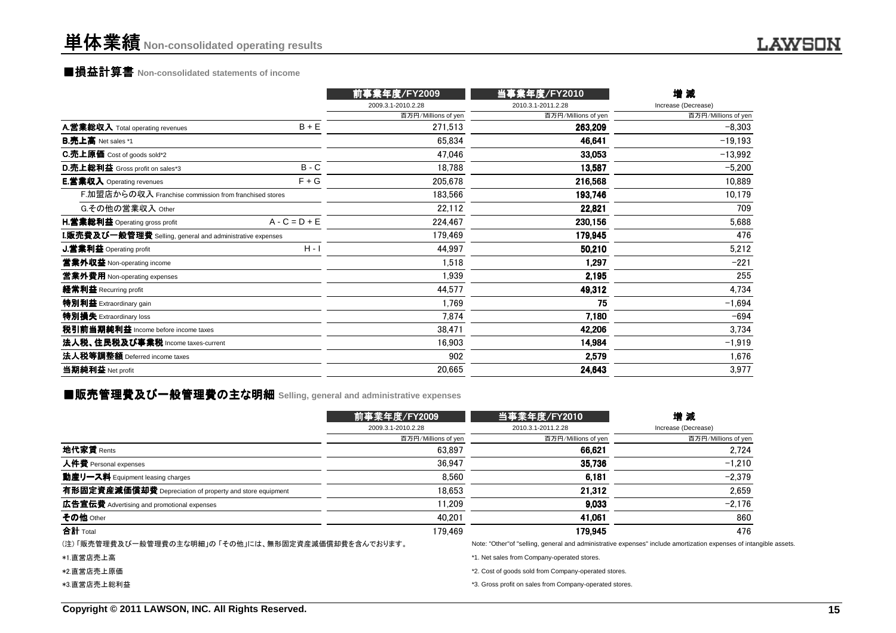# 単体業績 Non-consolidated operating results

## ■損益計算書 Non-consolidated statements of income

| | | 前事業年度/FY2009<br>2009.3.1-2010.2.28<br>百万円/Millions of yen | 当事業年度/FY2010<br>2010.3.1-2011.2.28<br>百万円/Millions of yen | 増 減<br>Increase (Decrease)<br>百万円/Millions of yen |
|---|---|---|---|---|
| **A.営業総収入** Total operating revenues | B + E | 271,513 | **263,209** | −8,303 |
| **B.売上高** Net sales *1 | | 65,834 | **46,641** | −19,193 |
| **C.売上原価** Cost of goods sold*2 | | 47,046 | **33,053** | −13,992 |
| **D.売上総利益** Gross profit on sales*3 | B - C | 18,788 | **13,587** | −5,200 |
| **E.営業収入** Operating revenues | F + G | 205,678 | **216,568** | 10,889 |
| F.加盟店からの収入 Franchise commission from franchised stores | | 183,566 | **193,746** | 10,179 |
| G.その他の営業収入 Other | | 22,112 | **22,821** | 709 |
| **H.営業総利益** Operating gross profit | A - C = D + E | 224,467 | **230,156** | 5,688 |
| **I.販売費及び一般管理費** Selling, general and administrative expenses | | 179,469 | **179,945** | 476 |
| **J.営業利益** Operating profit | H - I | 44,997 | **50,210** | 5,212 |
| **営業外収益** Non-operating income | | 1,518 | **1,297** | −221 |
| **営業外費用** Non-operating expenses | | 1,939 | **2,195** | 255 |
| **経常利益** Recurring profit | | 44,577 | **49,312** | 4,734 |
| **特別利益** Extraordinary gain | | 1,769 | **75** | −1,694 |
| **特別損失** Extraordinary loss | | 7,874 | **7,180** | −694 |
| **税引前当期純利益** Income before income taxes | | 38,471 | **42,206** | 3,734 |
| **法人税、住民税及び事業税** Income taxes-current | | 16,903 | **14,984** | −1,919 |
| **法人税等調整額** Deferred income taxes | | 902 | **2,579** | 1,676 |
| **当期純利益** Net profit | | 20,665 | **24,643** | 3,977 |

## ■販売管理費及び一般管理費の主な明細 Selling, general and administrative expenses

| | 前事業年度/FY2009<br>2009.3.1-2010.2.28<br>百万円/Millions of yen | 当事業年度/FY2010<br>2010.3.1-2011.2.28<br>百万円/Millions of yen | 増 減<br>Increase (Decrease)<br>百万円/Millions of yen |
|---|---|---|---|
| **地代家賃** Rents | 63,897 | **66,621** | 2,724 |
| **人件費** Personal expenses | 36,947 | **35,736** | −1,210 |
| **動産リース料** Equipment leasing charges | 8,560 | **6,181** | −2,379 |
| **有形固定資産減価償却費** Depreciation of property and store equipment | 18,653 | **21,312** | 2,659 |
| **広告宣伝費** Advertising and promotional expenses | 11,209 | **9,033** | −2,176 |
| **その他** Other | 40,201 | **41,061** | 860 |
| **合計** Total | 179,469 | **179,945** | 476 |

(注)「販売管理費及び一般管理費の主な明細」の「その他」には、無形固定資産減価償却費を含んでおります。

Note: "Other" of "selling, general and administrative expenses" include amortization expenses of intangible assets.

*1.直営店売上高 / *1. Net sales from Company-operated stores.

*2.直営店売上原価 / *2. Cost of goods sold from Company-operated stores.

*3.直営店売上総利益 / *3. Gross profit on sales from Company-operated stores.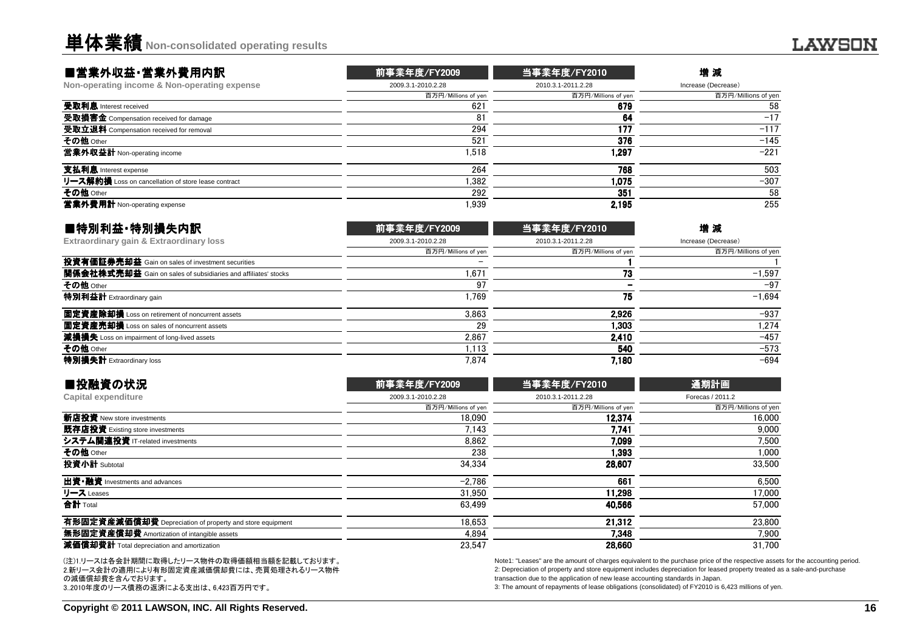# 単体業績 Non-consolidated operating results

## ■営業外収益・営業外費用内訳
**Non-operating income & Non-operating expense**

| | 前事業年度/FY2009 | 当事業年度/FY2010 | 増 減 |
|---|---|---|---|
| | 2009.3.1-2010.2.28 | 2010.3.1-2011.2.28 | Increase (Decrease) |
| | 百万円/Millions of yen | 百万円/Millions of yen | 百万円/Millions of yen |
| 受取利息 Interest received | 621 | **679** | 58 |
| 受取損害金 Compensation received for damage | 81 | **64** | −17 |
| 受取立退料 Compensation received for removal | 294 | **177** | −117 |
| その他 Other | 521 | **376** | −145 |
| 営業外収益計 Non-operating income | 1,518 | **1,297** | −221 |
| 支払利息 Interest expense | 264 | **768** | 503 |
| リース解約損 Loss on cancellation of store lease contract | 1,382 | **1,075** | −307 |
| その他 Other | 292 | **351** | 58 |
| 営業外費用計 Non-operating expense | 1,939 | **2,195** | 255 |

## ■特別利益・特別損失内訳
**Extraordinary gain & Extraordinary loss**

| | 前事業年度/FY2009 | 当事業年度/FY2010 | 増 減 |
|---|---|---|---|
| | 2009.3.1-2010.2.28 | 2010.3.1-2011.2.28 | Increase (Decrease) |
| | 百万円/Millions of yen | 百万円/Millions of yen | 百万円/Millions of yen |
| 投資有価証券売却益 Gain on sales of investment securities | − | **1** | 1 |
| 関係会社株式売却益 Gain on sales of subsidiaries and affiliates' stocks | 1,671 | **73** | −1,597 |
| その他 Other | 97 | **−** | −97 |
| 特別利益計 Extraordinary gain | 1,769 | **75** | −1,694 |
| 固定資産除却損 Loss on retirement of noncurrent assets | 3,863 | **2,926** | −937 |
| 固定資産売却損 Loss on sales of noncurrent assets | 29 | **1,303** | 1,274 |
| 減損損失 Loss on impairment of long-lived assets | 2,867 | **2,410** | −457 |
| その他 Other | 1,113 | **540** | −573 |
| 特別損失計 Extraordinary loss | 7,874 | **7,180** | −694 |

## ■投融資の状況
**Capital expenditure**

| | 前事業年度/FY2009 | 当事業年度/FY2010 | 通期計画 |
|---|---|---|---|
| | 2009.3.1-2010.2.28 | 2010.3.1-2011.2.28 | Forecas / 2011.2 |
| | 百万円/Millions of yen | 百万円/Millions of yen | 百万円/Millions of yen |
| 新店投資 New store investments | 18,090 | **12,374** | 16,000 |
| 既存店投資 Existing store investments | 7,143 | **7,741** | 9,000 |
| システム関連投資 IT-related investments | 8,862 | **7,099** | 7,500 |
| その他 Other | 238 | **1,393** | 1,000 |
| 投資小計 Subtotal | 34,334 | **28,607** | 33,500 |
| 出資・融資 Investments and advances | −2,786 | **661** | 6,500 |
| リース Leases | 31,950 | **11,298** | 17,000 |
| 合計 Total | 63,499 | **40,566** | 57,000 |
| 有形固定資産減価償却費 Depreciation of property and store equipment | 18,653 | **21,312** | 23,800 |
| 無形固定資産償却費 Amortization of intangible assets | 4,894 | **7,348** | 7,900 |
| 減価償却費計 Total depreciation and amortization | 23,547 | **28,660** | 31,700 |

(注)1.リースは各会計期間に取得したリース物件の取得価額相当額を記載しております。
2.新リース会計の適用により有形固定資産減価償却費には、売買処理されるリース物件の減価償却費を含んでおります。
3..2010年度のリース債務の返済による支出は、6,423百万円です。

Note1: "Leases" are the amount of charges equivalent to the purchase price of the respective assets for the accounting period.
2: Depreciation of property and store equipment includes depreciation for leased property treated as a sale-and-purchase transaction due to the application of new lease accounting standards in Japan.
3: The amount of repayments of lease obligations (consolidated) of FY2010 is 6,423 millions of yen.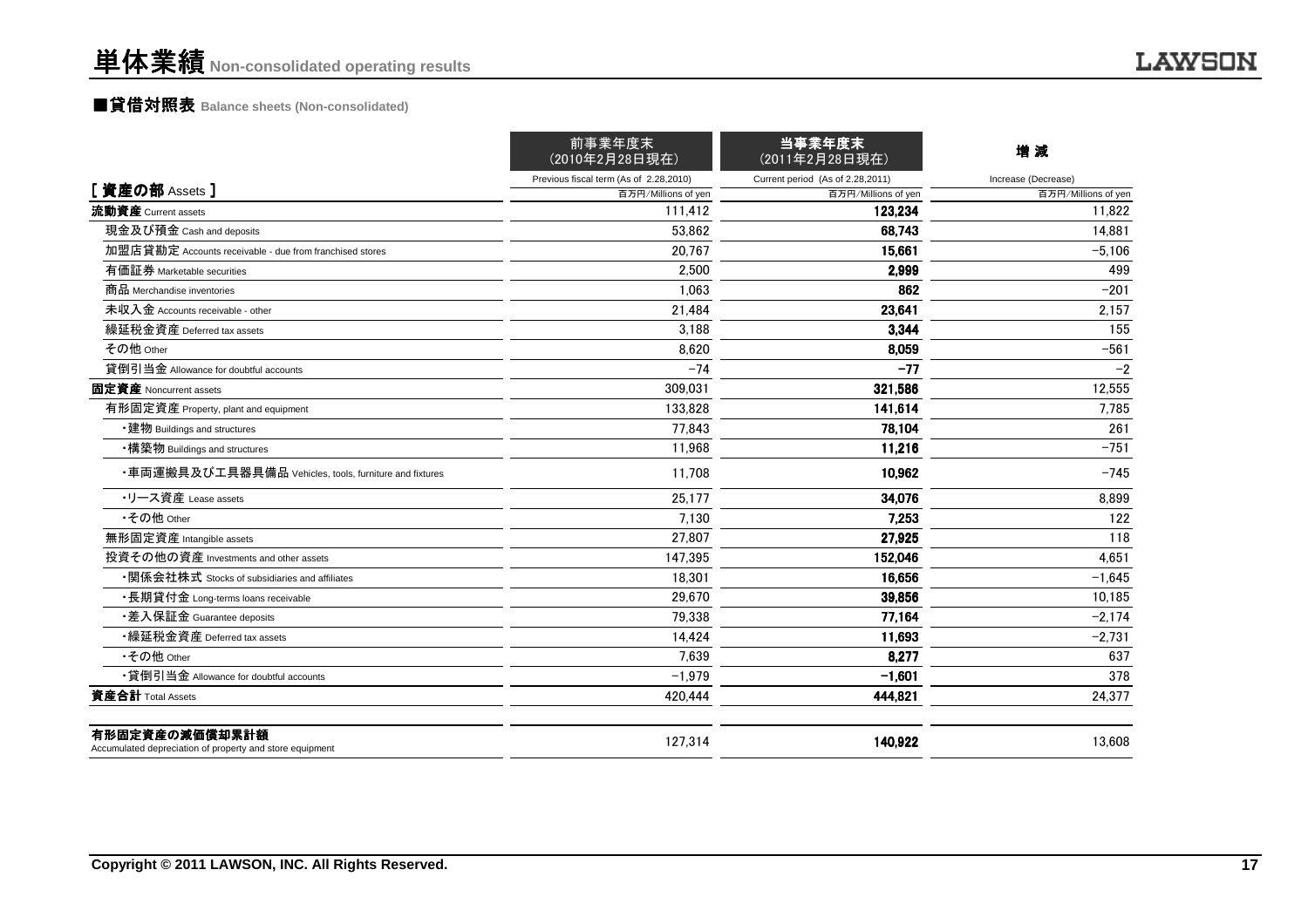# 単体業績 Non-consolidated operating results

## ■貸借対照表 Balance sheets (Non-consolidated)

| [ 資産の部 Assets ] | 前事業年度末 (2010年2月28日現在) Previous fiscal term (As of 2.28,2010) 百万円/Millions of yen | 当事業年度末 (2011年2月28日現在) Current period (As of 2.28,2011) 百万円/Millions of yen | 増 減 Increase (Decrease) 百万円/Millions of yen |
|---|---|---|---|
| **流動資産** Current assets | 111,412 | **123,234** | 11,822 |
| 現金及び預金 Cash and deposits | 53,862 | **68,743** | 14,881 |
| 加盟店貸勘定 Accounts receivable - due from franchised stores | 20,767 | **15,661** | −5,106 |
| 有価証券 Marketable securities | 2,500 | **2,999** | 499 |
| 商品 Merchandise inventories | 1,063 | **862** | −201 |
| 未収入金 Accounts receivable - other | 21,484 | **23,641** | 2,157 |
| 繰延税金資産 Deferred tax assets | 3,188 | **3,344** | 155 |
| その他 Other | 8,620 | **8,059** | −561 |
| 貸倒引当金 Allowance for doubtful accounts | −74 | **−77** | −2 |
| **固定資産** Noncurrent assets | 309,031 | **321,586** | 12,555 |
| 有形固定資産 Property, plant and equipment | 133,828 | **141,614** | 7,785 |
| ・建物 Buildings and structures | 77,843 | **78,104** | 261 |
| ・構築物 Buildings and structures | 11,968 | **11,216** | −751 |
| ・車両運搬具及び工具器具備品 Vehicles, tools, furniture and fixtures | 11,708 | **10,962** | −745 |
| ・リース資産 Lease assets | 25,177 | **34,076** | 8,899 |
| ・その他 Other | 7,130 | **7,253** | 122 |
| 無形固定資産 Intangible assets | 27,807 | **27,925** | 118 |
| 投資その他の資産 Investments and other assets | 147,395 | **152,046** | 4,651 |
| ・関係会社株式 Stocks of subsidiaries and affiliates | 18,301 | **16,656** | −1,645 |
| ・長期貸付金 Long-terms loans receivable | 29,670 | **39,856** | 10,185 |
| ・差入保証金 Guarantee deposits | 79,338 | **77,164** | −2,174 |
| ・繰延税金資産 Deferred tax assets | 14,424 | **11,693** | −2,731 |
| ・その他 Other | 7,639 | **8,277** | 637 |
| ・貸倒引当金 Allowance for doubtful accounts | −1,979 | **−1,601** | 378 |
| **資産合計** Total Assets | 420,444 | **444,821** | 24,377 |
| **有形固定資産の減価償却累計額** Accumulated depreciation of property and store equipment | 127,314 | **140,922** | 13,608 |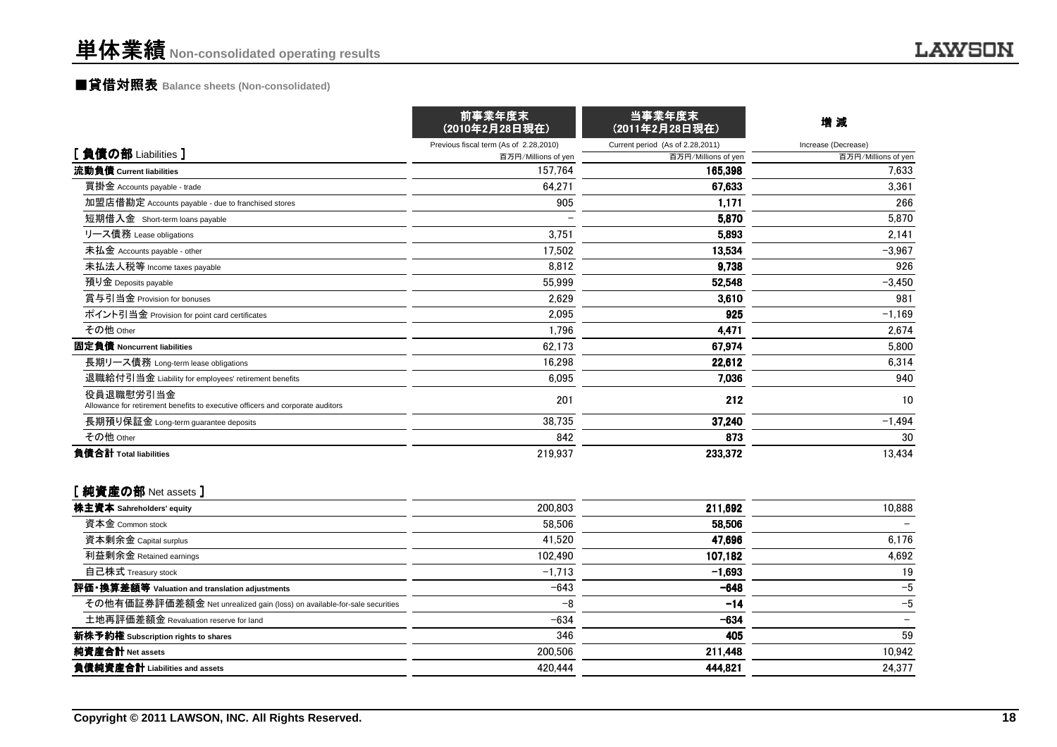# 単体業績 Non-consolidated operating results

## ■貸借対照表 Balance sheets (Non-consolidated)

| | 前事業年度末（2010年2月28日現在） Previous fiscal term (As of 2.28,2010) 百万円/Millions of yen | 当事業年度末（2011年2月28日現在） Current period (As of 2.28,2011) 百万円/Millions of yen | 増 減 Increase (Decrease) 百万円/Millions of yen |
|---|---|---|---|
| **[ 負債の部 Liabilities ]** | | | |
| **流動負債 Current liabilities** | 157,764 | **165,398** | 7,633 |
| 買掛金 Accounts payable - trade | 64,271 | **67,633** | 3,361 |
| 加盟店借勘定 Accounts payable - due to franchised stores | 905 | **1,171** | 266 |
| 短期借入金 Short-term loans payable | − | **5,870** | 5,870 |
| リース債務 Lease obligations | 3,751 | **5,893** | 2,141 |
| 未払金 Accounts payable - other | 17,502 | **13,534** | −3,967 |
| 未払法人税等 Income taxes payable | 8,812 | **9,738** | 926 |
| 預り金 Deposits payable | 55,999 | **52,548** | −3,450 |
| 賞与引当金 Provision for bonuses | 2,629 | **3,610** | 981 |
| ポイント引当金 Provision for point card certificates | 2,095 | **925** | −1,169 |
| その他 Other | 1,796 | **4,471** | 2,674 |
| **固定負債 Noncurrent liabilities** | 62,173 | **67,974** | 5,800 |
| 長期リース債務 Long-term lease obligations | 16,298 | **22,612** | 6,314 |
| 退職給付引当金 Liability for employees' retirement benefits | 6,095 | **7,036** | 940 |
| 役員退職慰労引当金 Allowance for retirement benefits to executive officers and corporate auditors | 201 | **212** | 10 |
| 長期預り保証金 Long-term guarantee deposits | 38,735 | **37,240** | −1,494 |
| その他 Other | 842 | **873** | 30 |
| **負債合計 Total liabilities** | 219,937 | **233,372** | 13,434 |
| **[ 純資産の部 Net assets ]** | | | |
| **株主資本 Sahreholders' equity** | 200,803 | **211,692** | 10,888 |
| 資本金 Common stock | 58,506 | **58,506** | − |
| 資本剰余金 Capital surplus | 41,520 | **47,696** | 6,176 |
| 利益剰余金 Retained earnings | 102,490 | **107,182** | 4,692 |
| 自己株式 Treasury stock | −1,713 | **−1,693** | 19 |
| **評価・換算差額等 Valuation and translation adjustments** | −643 | **−648** | −5 |
| その他有価証券評価差額金 Net unrealized gain (loss) on available-for-sale securities | −8 | **−14** | −5 |
| 土地再評価差額金 Revaluation reserve for land | −634 | **−634** | − |
| **新株予約権 Subscription rights to shares** | 346 | **405** | 59 |
| **純資産合計 Net assets** | 200,506 | **211,448** | 10,942 |
| **負債純資産合計 Liabilities and assets** | 420,444 | **444,821** | 24,377 |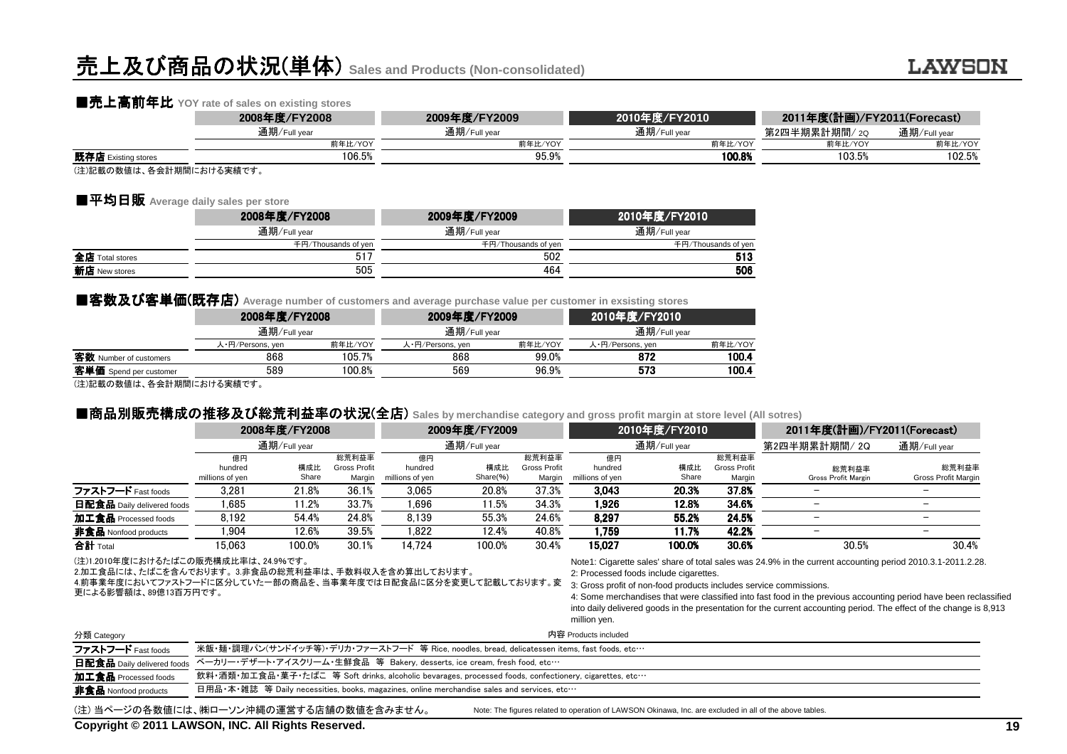# 売上及び商品の状況(単体) Sales and Products (Non-consolidated)

## ■売上高前年比 YOY rate of sales on existing stores

| | 2008年度/FY2008 | 2009年度/FY2009 | 2010年度/FY2010 | 2011年度(計画)/FY2011(Forecast) | |
|---|---|---|---|---|---|
| | 通期/Full year | 通期/Full year | 通期/Full year | 第2四半期累計期間/ 2Q | 通期/Full year |
| | 前年比/YOY | 前年比/YOY | 前年比/YOY | 前年比/YOY | 前年比/YOY |
| **既存店** Existing stores | 106.5% | 95.9% | **100.8%** | 103.5% | 102.5% |

(注)記載の数値は、各会計期間における実績です。

## ■平均日販 Average daily sales per store

| | 2008年度/FY2008 | 2009年度/FY2009 | 2010年度/FY2010 |
|---|---|---|---|
| | 通期/Full year | 通期/Full year | 通期/Full year |
| | 千円/Thousands of yen | 千円/Thousands of yen | 千円/Thousands of yen |
| **全店** Total stores | 517 | 502 | **513** |
| **新店** New stores | 505 | 464 | **506** |

## ■客数及び客単価(既存店) Average number of customers and average purchase value per customer in exsisting stores

| | 2008年度/FY2008 | | 2009年度/FY2009 | | 2010年度/FY2010 | |
|---|---|---|---|---|---|---|
| | 通期/Full year | | 通期/Full year | | 通期/Full year | |
| | 人・円/Persons, yen | 前年比/YOY | 人・円/Persons, yen | 前年比/YOY | 人・円/Persons, yen | 前年比/YOY |
| **客数** Number of customers | 868 | 105.7% | 868 | 99.0% | **872** | **100.4** |
| **客単価** Spend per customer | 589 | 100.8% | 569 | 96.9% | **573** | **100.4** |

(注)記載の数値は、各会計期間における実績です。

## ■商品別販売構成の推移及び総荒利益率の状況(全店) Sales by merchandise category and gross profit margin at store level (All sotres)

| | 2008年度/FY2008 | | | 2009年度/FY2009 | | | 2010年度/FY2010 | | | 2011年度(計画)/FY2011(Forecast) | |
|---|---|---|---|---|---|---|---|---|---|---|---|
| | 通期/Full year | | | 通期/Full year | | | 通期/Full year | | | 第2四半期累計期間/ 2Q | 通期/Full year |
| | 億円 hundred millions of yen | 構成比 Share | 総荒利益率 Gross Profit Margin | 億円 hundred millions of yen | 構成比 Share(%) | 総荒利益率 Gross Profit Margin | 億円 hundred millions of yen | 構成比 Share | 総荒利益率 Gross Profit Margin | 総荒利益率 Gross Profit Margin | 総荒利益率 Gross Profit Margin |
| **ファストフード** Fast foods | 3,281 | 21.8% | 36.1% | 3,065 | 20.8% | 37.3% | **3,043** | **20.3%** | **37.8%** | − | − |
| **日配食品** Daily delivered foods | 1,685 | 11.2% | 33.7% | 1,696 | 11.5% | 34.3% | **1,926** | **12.8%** | **34.6%** | − | − |
| **加工食品** Processed foods | 8,192 | 54.4% | 24.8% | 8,139 | 55.3% | 24.6% | **8,297** | **55.2%** | **24.5%** | − | − |
| **非食品** Nonfood products | 1,904 | 12.6% | 39.5% | 1,822 | 12.4% | 40.8% | **1,759** | **11.7%** | **42.2%** | − | − |
| **合計** Total | 15,063 | 100.0% | 30.1% | 14,724 | 100.0% | 30.4% | **15,027** | **100.0%** | **30.6%** | 30.5% | 30.4% |

(注)1.2010年度におけるたばこの販売構成比率は、24.9%です。
2.加工食品には、たばこを含んでおります。3.非食品の総荒利益率は、手数料収入を含め算出しております。
4.前事業年度においてファストフードに区分していた一部の商品を、当事業年度では日配食品に区分を変更して記載しております。変更による影響額は、89億13百万円です。

Note1: Cigarette sales' share of total sales was 24.9% in the current accounting period 2010.3.1-2011.2.28.
2: Processed foods include cigarettes.
3: Gross profit of non-food products includes service commissions.
4: Some merchandises that were classified into fast food in the previous accounting period have been reclassified into daily delivered goods in the presentation for the current accounting period. The effect of the change is 8,913 million yen.

| 分類 Category | 内容 Products included |
|---|---|
| **ファストフード** Fast foods | 米飯・麺・調理パン(サンドイッチ等)・デリカ・ファーストフード 等 Rice, noodles, bread, delicatessen items, fast foods, etc… |
| **日配食品** Daily delivered foods | ベーカリー・デザート・アイスクリーム・生鮮食品 等 Bakery, desserts, ice cream, fresh food, etc… |
| **加工食品** Processed foods | 飲料・酒類・加工食品・菓子・たばこ 等 Soft drinks, alcoholic bevarages, processed foods, confectionery, cigarettes, etc… |
| **非食品** Nonfood products | 日用品・本・雑誌 等 Daily necessities, books, magazines, online merchandise sales and services, etc… |

(注) 当ページの各数値には、㈱ローソン沖縄の運営する店舗の数値を含みません。 Note: The figures related to operation of LAWSON Okinawa, Inc. are excluded in all of the above tables.

Copyright © 2011 LAWSON, INC. All Rights Reserved.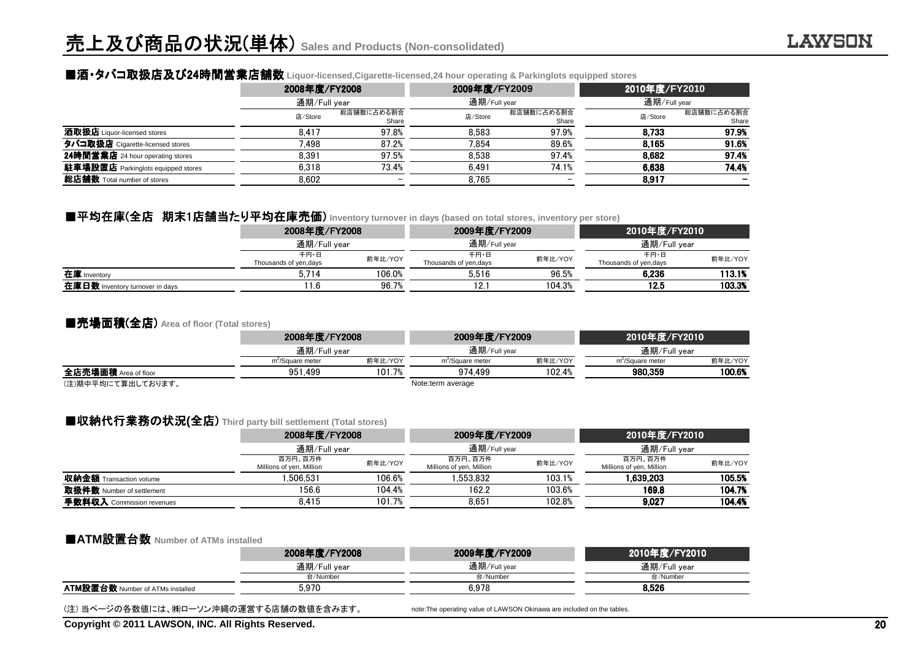# 売上及び商品の状況(単体) Sales and Products (Non-consolidated)

## ■酒・タバコ取扱店及び24時間営業店舗数 Liquor-licensed,Cigarette-licensed,24 hour operating & Parkinglots equipped stores

| | 2008年度/FY2008 | | 2009年度/FY2009 | | 2010年度/FY2010 | |
|---|---|---|---|---|---|---|
| | 通期/Full year | | 通期/Full year | | 通期/Full year | |
| | 店/Store | 総店舗数に占める割合 Share | 店/Store | 総店舗数に占める割合 Share | 店/Store | 総店舗数に占める割合 Share |
| **酒取扱店** Liquor-licensed stores | 8,417 | 97.8% | 8,583 | 97.9% | **8,733** | **97.9%** |
| **タバコ取扱店** Cigarette-licensed stores | 7,498 | 87.2% | 7,854 | 89.6% | **8,165** | **91.6%** |
| **24時間営業店** 24 hour operating stores | 8,391 | 97.5% | 8,538 | 97.4% | **8,682** | **97.4%** |
| **駐車場設置店** Parkinglots equipped stores | 6,318 | 73.4% | 6,491 | 74.1% | **6,638** | **74.4%** |
| **総店舗数** Total number of stores | 8,602 | － | 8,765 | － | **8,917** | **－** |

## ■平均在庫(全店　期末1店舗当たり平均在庫売価) Inventory turnover in days (based on total stores, inventory per store)

| | 2008年度/FY2008 | | 2009年度/FY2009 | | 2010年度/FY2010 | |
|---|---|---|---|---|---|---|
| | 通期/Full year | | 通期/Full year | | 通期/Full year | |
| | 千円・日 Thousands of yen,days | 前年比/YOY | 千円・日 Thousands of yen,days | 前年比/YOY | 千円・日 Thousands of yen,days | 前年比/YOY |
| **在庫** Inventory | 5,714 | 106.0% | 5,516 | 96.5% | **6,236** | **113.1%** |
| **在庫日数** Inventory turnover in days | 11.6 | 96.7% | 12.1 | 104.3% | **12.5** | **103.3%** |

## ■売場面積(全店) Area of floor (Total stores)

| | 2008年度/FY2008 | | 2009年度/FY2009 | | 2010年度/FY2010 | |
|---|---|---|---|---|---|---|
| | 通期/Full year | | 通期/Full year | | 通期/Full year | |
| | $m^2$/Square meter | 前年比/YOY | $m^2$/Square meter | 前年比/YOY | $m^2$/Square meter | 前年比/YOY |
| **全店売場面積** Area of floor | 951,499 | 101.7% | 974,499 | 102.4% | **980,359** | **100.6%** |

(注)期中平均にて算出しております。　Note:term average

## ■収納代行業務の状況(全店) Third party bill settlement (Total stores)

| | 2008年度/FY2008 | | 2009年度/FY2009 | | 2010年度/FY2010 | |
|---|---|---|---|---|---|---|
| | 通期/Full year | | 通期/Full year | | 通期/Full year | |
| | 百万円、百万件 Millions of yen, Million | 前年比/YOY | 百万円、百万件 Millions of yen, Million | 前年比/YOY | 百万円、百万件 Millions of yen, Million | 前年比/YOY |
| **収納金額** Transaction volume | 1,506,531 | 106.6% | 1,553,832 | 103.1% | **1,639,203** | **105.5%** |
| **取扱件数** Number of settlement | 156.6 | 104.4% | 162.2 | 103.6% | **169.8** | **104.7%** |
| **手数料収入** Commission revenues | 8,415 | 101.7% | 8,651 | 102.8% | **9,027** | **104.4%** |

## ■ATM設置台数 Number of ATMs installed

| | 2008年度/FY2008 | 2009年度/FY2009 | 2010年度/FY2010 |
|---|---|---|---|
| | 通期/Full year | 通期/Full year | 通期/Full year |
| | 台/Number | 台/Number | 台/Number |
| **ATM設置台数** Number of ATMs installed | 5,970 | 6,978 | **8,526** |

(注) 当ページの各数値には、㈱ローソン沖縄の運営する店舗の数値を含みます。　note:The operating value of LAWSON Okinawa are included on the tables.

Copyright © 2011 LAWSON, INC. All Rights Reserved.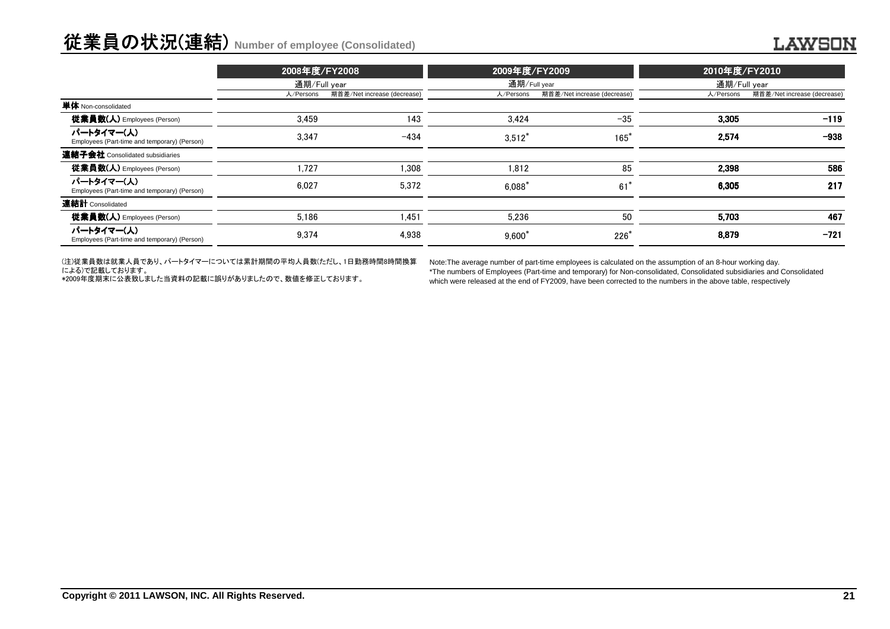# 従業員の状況(連結) Number of employee (Consolidated)

| | 2008年度/FY2008 | | 2009年度/FY2009 | | 2010年度/FY2010 | |
|---|---|---|---|---|---|---|
| | 通期/Full year | | 通期/Full year | | 通期/Full year | |
| | 人/Persons | 期首差/Net increase (decrease) | 人/Persons | 期首差/Net increase (decrease) | 人/Persons | 期首差/Net increase (decrease) |
| **単体** Non-consolidated | | | | | | |
| **従業員数(人)** Employees (Person) | 3,459 | 143 | 3,424 | −35 | **3,305** | **−119** |
| **パートタイマー(人)** Employees (Part-time and temporary) (Person) | 3,347 | −434 | 3,512* | 165* | **2,574** | **−938** |
| **連結子会社** Consolidated subsidiaries | | | | | | |
| **従業員数(人)** Employees (Person) | 1,727 | 1,308 | 1,812 | 85 | **2,398** | **586** |
| **パートタイマー(人)** Employees (Part-time and temporary) (Person) | 6,027 | 5,372 | 6,088* | 61* | **6,305** | **217** |
| **連結計** Consolidated | | | | | | |
| **従業員数(人)** Employees (Person) | 5,186 | 1,451 | 5,236 | 50 | **5,703** | **467** |
| **パートタイマー(人)** Employees (Part-time and temporary) (Person) | 9,374 | 4,938 | 9,600* | 226* | **8,879** | **−721** |

(注)従業員数は就業人員であり、パートタイマーについては累計期間の平均人員数(ただし、1日勤務時間8時間換算による)で記載しております。
*2009年度期末に公表致しました当資料の記載に誤りがありましたので、数値を修正しております。

Note:The average number of part-time employees is calculated on the assumption of an 8-hour working day.
*The numbers of Employees (Part-time and temporary) for Non-consolidated, Consolidated subsidiaries and Consolidated which were released at the end of FY2009, have been corrected to the numbers in the above table, respectively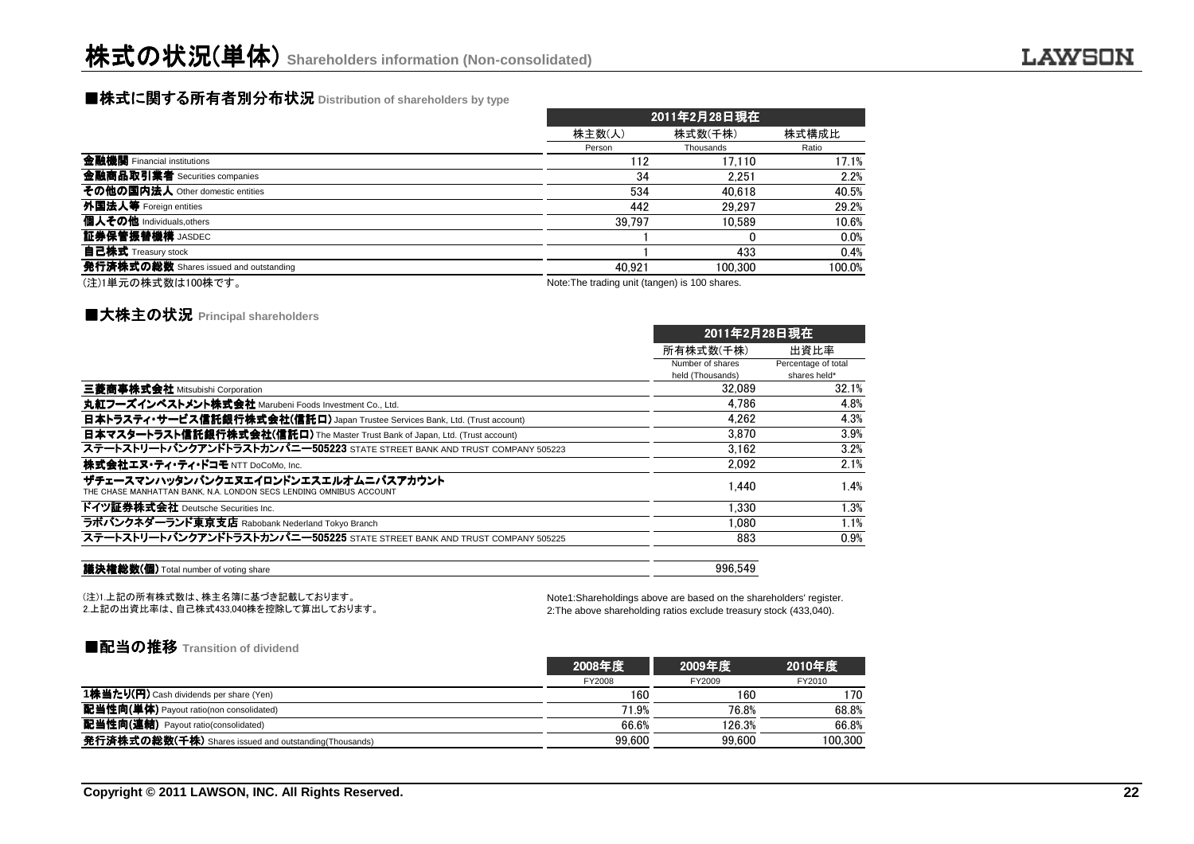# 株式の状況(単体) Shareholders information (Non-consolidated)

## ■株式に関する所有者別分布状況 Distribution of shareholders by type

| | 2011年2月28日現在 | | |
|---|---|---|---|
| | 株主数(人) Person | 株式数(千株) Thousands | 株式構成比 Ratio |
| **金融機関** Financial institutions | 112 | 17,110 | 17.1% |
| **金融商品取引業者** Securities companies | 34 | 2,251 | 2.2% |
| **その他の国内法人** Other domestic entities | 534 | 40,618 | 40.5% |
| **外国法人等** Foreign entities | 442 | 29,297 | 29.2% |
| **個人その他** Individuals,others | 39,797 | 10,589 | 10.6% |
| **証券保管振替機構** JASDEC | 1 | 0 | 0.0% |
| **自己株式** Treasury stock | 1 | 433 | 0.4% |
| **発行済株式の総数** Shares issued and outstanding | 40,921 | 100,300 | 100.0% |

(注)1単元の株式数は100株です。 Note:The trading unit (tangen) is 100 shares.

## ■大株主の状況 Principal shareholders

| | 2011年2月28日現在 | |
|---|---|---|
| | 所有株式数(千株) Number of shares held (Thousands) | 出資比率 Percentage of total shares held* |
| **三菱商事株式会社** Mitsubishi Corporation | 32,089 | 32.1% |
| **丸紅フーズインベストメント株式会社** Marubeni Foods Investment Co., Ltd. | 4,786 | 4.8% |
| **日本トラスティ・サービス信託銀行株式会社(信託口)** Japan Trustee Services Bank, Ltd. (Trust account) | 4,262 | 4.3% |
| **日本マスタートラスト信託銀行株式会社(信託口)** The Master Trust Bank of Japan, Ltd. (Trust account) | 3,870 | 3.9% |
| **ステートストリートバンクアンドトラストカンパニー505223** STATE STREET BANK AND TRUST COMPANY 505223 | 3,162 | 3.2% |
| **株式会社エヌ・ティ・ティ・ドコモ** NTT DoCoMo, Inc. | 2,092 | 2.1% |
| **ザチェースマンハッタンバンクエヌエイロンドンエスエルオムニバスアカウント** THE CHASE MANHATTAN BANK, N.A. LONDON SECS LENDING OMNIBUS ACCOUNT | 1,440 | 1.4% |
| **ドイツ証券株式会社** Deutsche Securities Inc. | 1,330 | 1.3% |
| **ラボバンクネダーランド東京支店** Rabobank Nederland Tokyo Branch | 1,080 | 1.1% |
| **ステートストリートバンクアンドトラストカンパニー505225** STATE STREET BANK AND TRUST COMPANY 505225 | 883 | 0.9% |
| | | |
| **議決権総数(個)** Total number of voting share | 996,549 | |

(注)1.上記の所有株式数は、株主名簿に基づき記載しております。
2.上記の出資比率は、自己株式433,040株を控除して算出しております。

Note1:Shareholdings above are based on the shareholders' register.
2:The above shareholding ratios exclude treasury stock (433,040).

## ■配当の推移 Transition of dividend

| | 2008年度 FY2008 | 2009年度 FY2009 | 2010年度 FY2010 |
|---|---|---|---|
| **1株当たり(円)** Cash dividends per share (Yen) | 160 | 160 | 170 |
| **配当性向(単体)** Payout ratio(non consolidated) | 71.9% | 76.8% | 68.8% |
| **配当性向(連結)** Payout ratio(consolidated) | 66.6% | 126.3% | 66.8% |
| **発行済株式の総数(千株)** Shares issued and outstanding(Thousands) | 99,600 | 99,600 | 100,300 |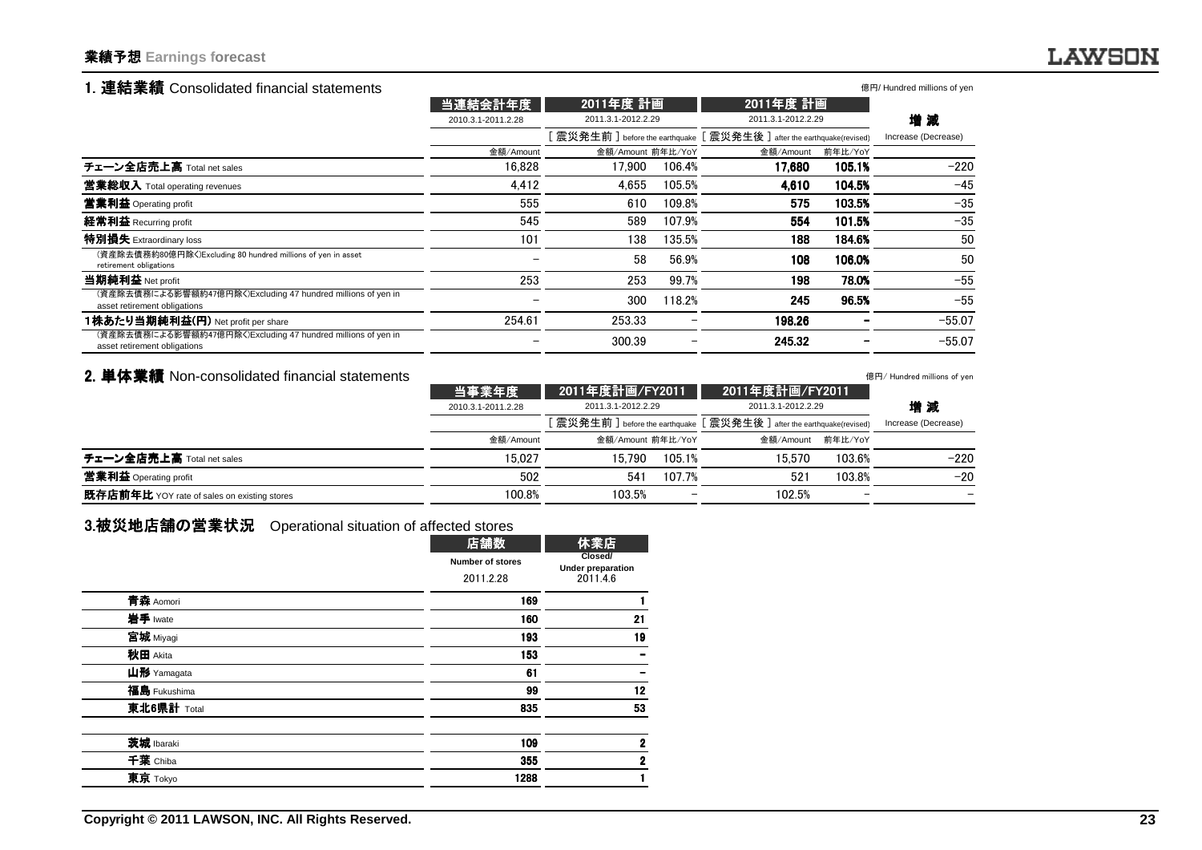## 業績予想 Earnings forecast

### 1. 連結業績 Consolidated financial statements

億円/ Hundred millions of yen

| | 当連結会計年度 2010.3.1-2011.2.28 | 2011年度 計画 2011.3.1-2012.2.29 [ 震災発生前 ] before the earthquake | | 2011年度 計画 2011.3.1-2012.2.29 [ 震災発生後 ] after the earthquake(revised) | | 増 減 Increase (Decrease) |
|---|---|---|---|---|---|---|
| | 金額/Amount | 金額/Amount | 前年比/YoY | 金額/Amount | 前年比/YoY | |
| チェーン全店売上高 Total net sales | 16,828 | 17,900 | 106.4% | 17,680 | 105.1% | −220 |
| 営業総収入 Total operating revenues | 4,412 | 4,655 | 105.5% | 4,610 | 104.5% | −45 |
| 営業利益 Operating profit | 555 | 610 | 109.8% | 575 | 103.5% | −35 |
| 経常利益 Recurring profit | 545 | 589 | 107.9% | 554 | 101.5% | −35 |
| 特別損失 Extraordinary loss | 101 | 138 | 135.5% | 188 | 184.6% | 50 |
| (資産除去債務約80億円除く)Excluding 80 hundred millions of yen in asset retirement obligations | − | 58 | 56.9% | 108 | 106.0% | 50 |
| 当期純利益 Net profit | 253 | 253 | 99.7% | 198 | 78.0% | −55 |
| (資産除去債務による影響額約47億円除く)Excluding 47 hundred millions of yen in asset retirement obligations | − | 300 | 118.2% | 245 | 96.5% | −55 |
| 1株あたり当期純利益(円) Net profit per share | 254.61 | 253.33 | − | 198.26 | − | −55.07 |
| (資産除去債務による影響額約47億円除く)Excluding 47 hundred millions of yen in asset retirement obligations | − | 300.39 | − | 245.32 | − | −55.07 |

### 2. 単体業績 Non-consolidated financial statements

億円/ Hundred millions of yen

| | 当事業年度 2010.3.1-2011.2.28 | 2011年度計画/FY2011 2011.3.1-2012.2.29 [ 震災発生前 ] before the earthquake | | 2011年度計画/FY2011 2011.3.1-2012.2.29 [ 震災発生後 ] after the earthquake(revised) | | 増 減 Increase (Decrease) |
|---|---|---|---|---|---|---|
| | 金額/Amount | 金額/Amount | 前年比/YoY | 金額/Amount | 前年比/YoY | |
| チェーン全店売上高 Total net sales | 15,027 | 15,790 | 105.1% | 15,570 | 103.6% | −220 |
| 営業利益 Operating profit | 502 | 541 | 107.7% | 521 | 103.8% | −20 |
| 既存店前年比 YOY rate of sales on existing stores | 100.8% | 103.5% | − | 102.5% | − | − |

### 3.被災地店舗の営業状況 Operational situation of affected stores

| | 店舗数 Number of stores 2011.2.28 | 休業店 Closed/ Under preparation 2011.4.6 |
|---|---|---|
| 青森 Aomori | 169 | 1 |
| 岩手 Iwate | 160 | 21 |
| 宮城 Miyagi | 193 | 19 |
| 秋田 Akita | 153 | - |
| 山形 Yamagata | 61 | - |
| 福島 Fukushima | 99 | 12 |
| 東北6県計 Total | 835 | 53 |
| | | |
| 茨城 Ibaraki | 109 | 2 |
| 千葉 Chiba | 355 | 2 |
| 東京 Tokyo | 1288 | 1 |

Copyright © 2011 LAWSON, INC. All Rights Reserved.